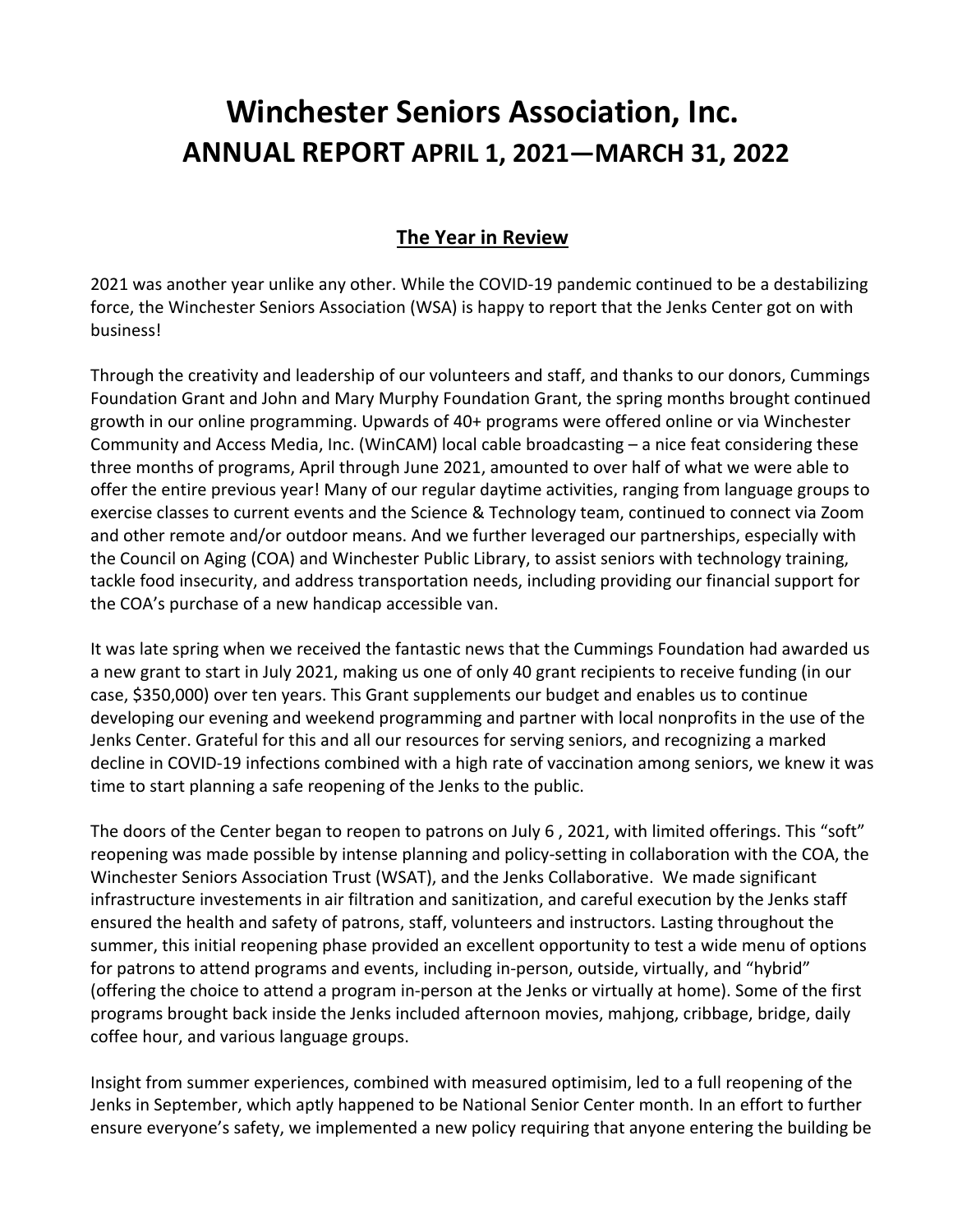# Winchester Seniors Association, Inc.
## ANNUAL REPORT APRIL 1, 2021—MARCH 31, 2022

### The Year in Review

2021 was another year unlike any other. While the COVID-19 pandemic continued to be a destabilizing force, the Winchester Seniors Association (WSA) is happy to report that the Jenks Center got on with business!

Through the creativity and leadership of our volunteers and staff, and thanks to our donors, Cummings Foundation Grant and John and Mary Murphy Foundation Grant, the spring months brought continued growth in our online programming. Upwards of 40+ programs were offered online or via Winchester Community and Access Media, Inc. (WinCAM) local cable broadcasting – a nice feat considering these three months of programs, April through June 2021, amounted to over half of what we were able to offer the entire previous year! Many of our regular daytime activities, ranging from language groups to exercise classes to current events and the Science & Technology team, continued to connect via Zoom and other remote and/or outdoor means. And we further leveraged our partnerships, especially with the Council on Aging (COA) and Winchester Public Library, to assist seniors with technology training, tackle food insecurity, and address transportation needs, including providing our financial support for the COA's purchase of a new handicap accessible van.

It was late spring when we received the fantastic news that the Cummings Foundation had awarded us a new grant to start in July 2021, making us one of only 40 grant recipients to receive funding (in our case, $350,000) over ten years. This Grant supplements our budget and enables us to continue developing our evening and weekend programming and partner with local nonprofits in the use of the Jenks Center. Grateful for this and all our resources for serving seniors, and recognizing a marked decline in COVID-19 infections combined with a high rate of vaccination among seniors, we knew it was time to start planning a safe reopening of the Jenks to the public.

The doors of the Center began to reopen to patrons on July 6 , 2021, with limited offerings. This "soft" reopening was made possible by intense planning and policy-setting in collaboration with the COA, the Winchester Seniors Association Trust (WSAT), and the Jenks Collaborative. We made significant infrastructure investements in air filtration and sanitization, and careful execution by the Jenks staff ensured the health and safety of patrons, staff, volunteers and instructors. Lasting throughout the summer, this initial reopening phase provided an excellent opportunity to test a wide menu of options for patrons to attend programs and events, including in-person, outside, virtually, and "hybrid" (offering the choice to attend a program in-person at the Jenks or virtually at home). Some of the first programs brought back inside the Jenks included afternoon movies, mahjong, cribbage, bridge, daily coffee hour, and various language groups.

Insight from summer experiences, combined with measured optimisim, led to a full reopening of the Jenks in September, which aptly happened to be National Senior Center month. In an effort to further ensure everyone's safety, we implemented a new policy requiring that anyone entering the building be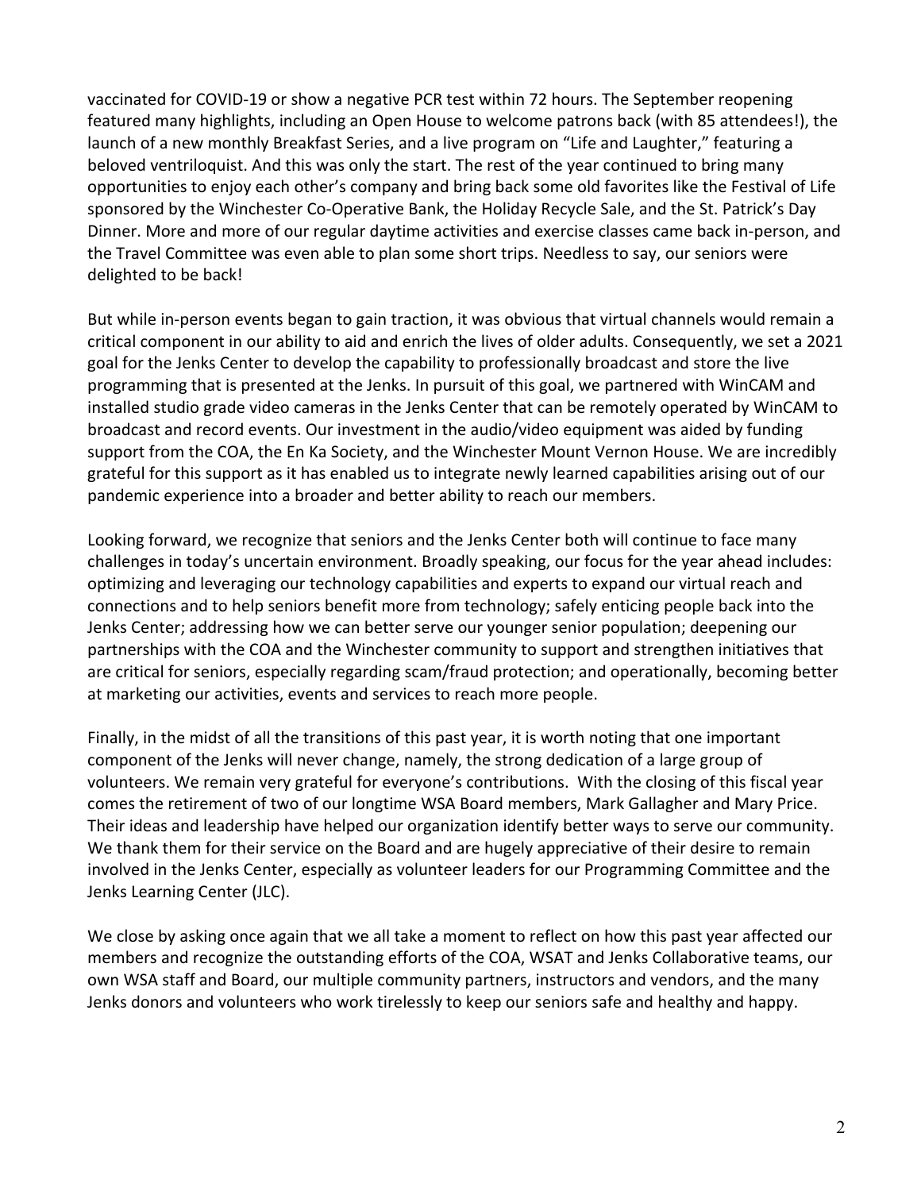vaccinated for COVID-19 or show a negative PCR test within 72 hours. The September reopening featured many highlights, including an Open House to welcome patrons back (with 85 attendees!), the launch of a new monthly Breakfast Series, and a live program on "Life and Laughter," featuring a beloved ventriloquist. And this was only the start. The rest of the year continued to bring many opportunities to enjoy each other's company and bring back some old favorites like the Festival of Life sponsored by the Winchester Co-Operative Bank, the Holiday Recycle Sale, and the St. Patrick's Day Dinner. More and more of our regular daytime activities and exercise classes came back in-person, and the Travel Committee was even able to plan some short trips. Needless to say, our seniors were delighted to be back!

But while in-person events began to gain traction, it was obvious that virtual channels would remain a critical component in our ability to aid and enrich the lives of older adults. Consequently, we set a 2021 goal for the Jenks Center to develop the capability to professionally broadcast and store the live programming that is presented at the Jenks. In pursuit of this goal, we partnered with WinCAM and installed studio grade video cameras in the Jenks Center that can be remotely operated by WinCAM to broadcast and record events. Our investment in the audio/video equipment was aided by funding support from the COA, the En Ka Society, and the Winchester Mount Vernon House. We are incredibly grateful for this support as it has enabled us to integrate newly learned capabilities arising out of our pandemic experience into a broader and better ability to reach our members.

Looking forward, we recognize that seniors and the Jenks Center both will continue to face many challenges in today's uncertain environment. Broadly speaking, our focus for the year ahead includes: optimizing and leveraging our technology capabilities and experts to expand our virtual reach and connections and to help seniors benefit more from technology; safely enticing people back into the Jenks Center; addressing how we can better serve our younger senior population; deepening our partnerships with the COA and the Winchester community to support and strengthen initiatives that are critical for seniors, especially regarding scam/fraud protection; and operationally, becoming better at marketing our activities, events and services to reach more people.

Finally, in the midst of all the transitions of this past year, it is worth noting that one important component of the Jenks will never change, namely, the strong dedication of a large group of volunteers. We remain very grateful for everyone's contributions. With the closing of this fiscal year comes the retirement of two of our longtime WSA Board members, Mark Gallagher and Mary Price. Their ideas and leadership have helped our organization identify better ways to serve our community. We thank them for their service on the Board and are hugely appreciative of their desire to remain involved in the Jenks Center, especially as volunteer leaders for our Programming Committee and the Jenks Learning Center (JLC).

We close by asking once again that we all take a moment to reflect on how this past year affected our members and recognize the outstanding efforts of the COA, WSAT and Jenks Collaborative teams, our own WSA staff and Board, our multiple community partners, instructors and vendors, and the many Jenks donors and volunteers who work tirelessly to keep our seniors safe and healthy and happy.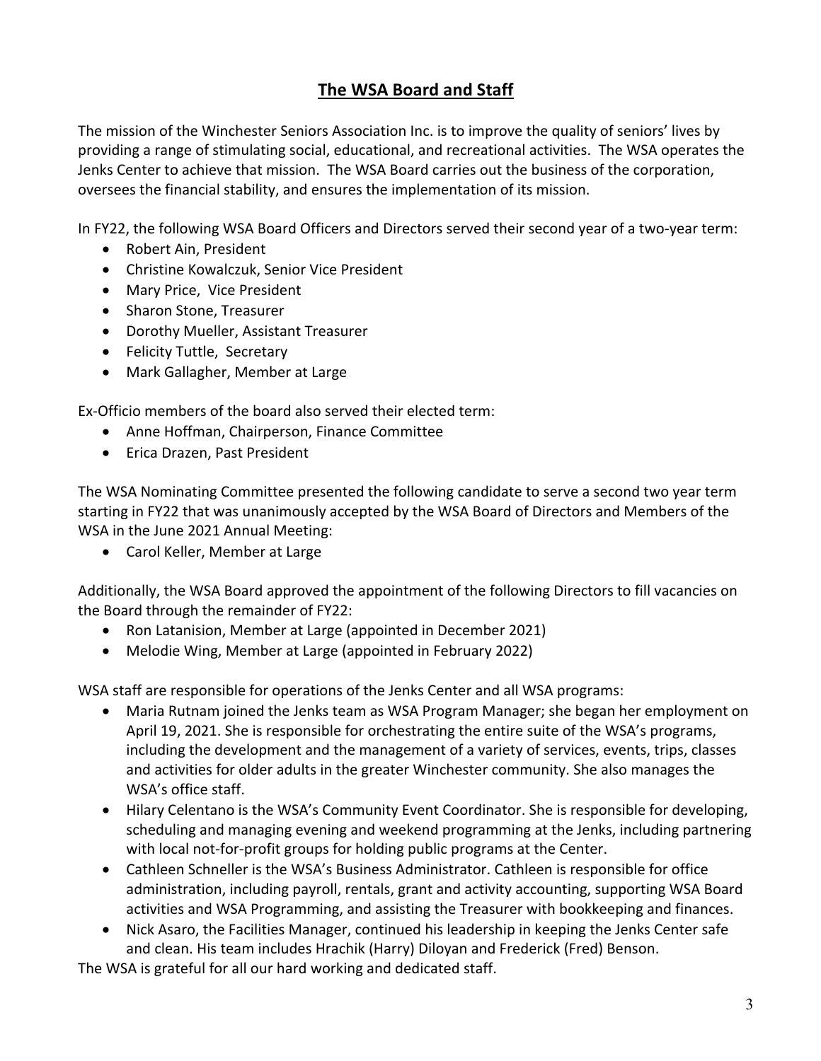## The WSA Board and Staff

The mission of the Winchester Seniors Association Inc. is to improve the quality of seniors' lives by providing a range of stimulating social, educational, and recreational activities. The WSA operates the Jenks Center to achieve that mission. The WSA Board carries out the business of the corporation, oversees the financial stability, and ensures the implementation of its mission.

In FY22, the following WSA Board Officers and Directors served their second year of a two-year term:

- Robert Ain, President
- Christine Kowalczuk, Senior Vice President
- Mary Price, Vice President
- Sharon Stone, Treasurer
- Dorothy Mueller, Assistant Treasurer
- Felicity Tuttle, Secretary
- Mark Gallagher, Member at Large

Ex-Officio members of the board also served their elected term:

- Anne Hoffman, Chairperson, Finance Committee
- Erica Drazen, Past President

The WSA Nominating Committee presented the following candidate to serve a second two year term starting in FY22 that was unanimously accepted by the WSA Board of Directors and Members of the WSA in the June 2021 Annual Meeting:

- Carol Keller, Member at Large

Additionally, the WSA Board approved the appointment of the following Directors to fill vacancies on the Board through the remainder of FY22:

- Ron Latanision, Member at Large (appointed in December 2021)
- Melodie Wing, Member at Large (appointed in February 2022)

WSA staff are responsible for operations of the Jenks Center and all WSA programs:

- Maria Rutnam joined the Jenks team as WSA Program Manager; she began her employment on April 19, 2021. She is responsible for orchestrating the entire suite of the WSA's programs, including the development and the management of a variety of services, events, trips, classes and activities for older adults in the greater Winchester community. She also manages the WSA's office staff.
- Hilary Celentano is the WSA's Community Event Coordinator. She is responsible for developing, scheduling and managing evening and weekend programming at the Jenks, including partnering with local not-for-profit groups for holding public programs at the Center.
- Cathleen Schneller is the WSA's Business Administrator. Cathleen is responsible for office administration, including payroll, rentals, grant and activity accounting, supporting WSA Board activities and WSA Programming, and assisting the Treasurer with bookkeeping and finances.
- Nick Asaro, the Facilities Manager, continued his leadership in keeping the Jenks Center safe and clean. His team includes Hrachik (Harry) Diloyan and Frederick (Fred) Benson.

The WSA is grateful for all our hard working and dedicated staff.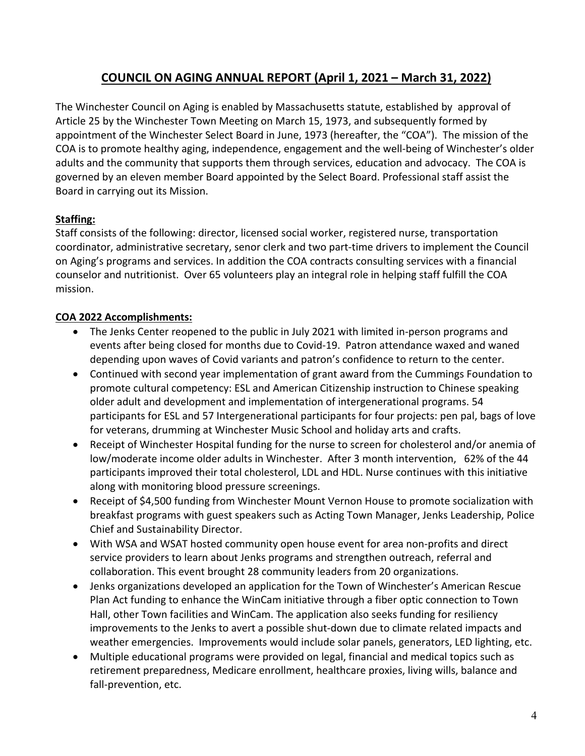# COUNCIL ON AGING ANNUAL REPORT (April 1, 2021 – March 31, 2022)

The Winchester Council on Aging is enabled by Massachusetts statute, established by approval of Article 25 by the Winchester Town Meeting on March 15, 1973, and subsequently formed by appointment of the Winchester Select Board in June, 1973 (hereafter, the "COA"). The mission of the COA is to promote healthy aging, independence, engagement and the well-being of Winchester's older adults and the community that supports them through services, education and advocacy. The COA is governed by an eleven member Board appointed by the Select Board. Professional staff assist the Board in carrying out its Mission.

**Staffing:**

Staff consists of the following: director, licensed social worker, registered nurse, transportation coordinator, administrative secretary, senor clerk and two part-time drivers to implement the Council on Aging's programs and services. In addition the COA contracts consulting services with a financial counselor and nutritionist. Over 65 volunteers play an integral role in helping staff fulfill the COA mission.

**COA 2022 Accomplishments:**

- The Jenks Center reopened to the public in July 2021 with limited in-person programs and events after being closed for months due to Covid-19. Patron attendance waxed and waned depending upon waves of Covid variants and patron's confidence to return to the center.
- Continued with second year implementation of grant award from the Cummings Foundation to promote cultural competency: ESL and American Citizenship instruction to Chinese speaking older adult and development and implementation of intergenerational programs. 54 participants for ESL and 57 Intergenerational participants for four projects: pen pal, bags of love for veterans, drumming at Winchester Music School and holiday arts and crafts.
- Receipt of Winchester Hospital funding for the nurse to screen for cholesterol and/or anemia of low/moderate income older adults in Winchester. After 3 month intervention, 62% of the 44 participants improved their total cholesterol, LDL and HDL. Nurse continues with this initiative along with monitoring blood pressure screenings.
- Receipt of $4,500 funding from Winchester Mount Vernon House to promote socialization with breakfast programs with guest speakers such as Acting Town Manager, Jenks Leadership, Police Chief and Sustainability Director.
- With WSA and WSAT hosted community open house event for area non-profits and direct service providers to learn about Jenks programs and strengthen outreach, referral and collaboration. This event brought 28 community leaders from 20 organizations.
- Jenks organizations developed an application for the Town of Winchester's American Rescue Plan Act funding to enhance the WinCam initiative through a fiber optic connection to Town Hall, other Town facilities and WinCam. The application also seeks funding for resiliency improvements to the Jenks to avert a possible shut-down due to climate related impacts and weather emergencies. Improvements would include solar panels, generators, LED lighting, etc.
- Multiple educational programs were provided on legal, financial and medical topics such as retirement preparedness, Medicare enrollment, healthcare proxies, living wills, balance and fall-prevention, etc.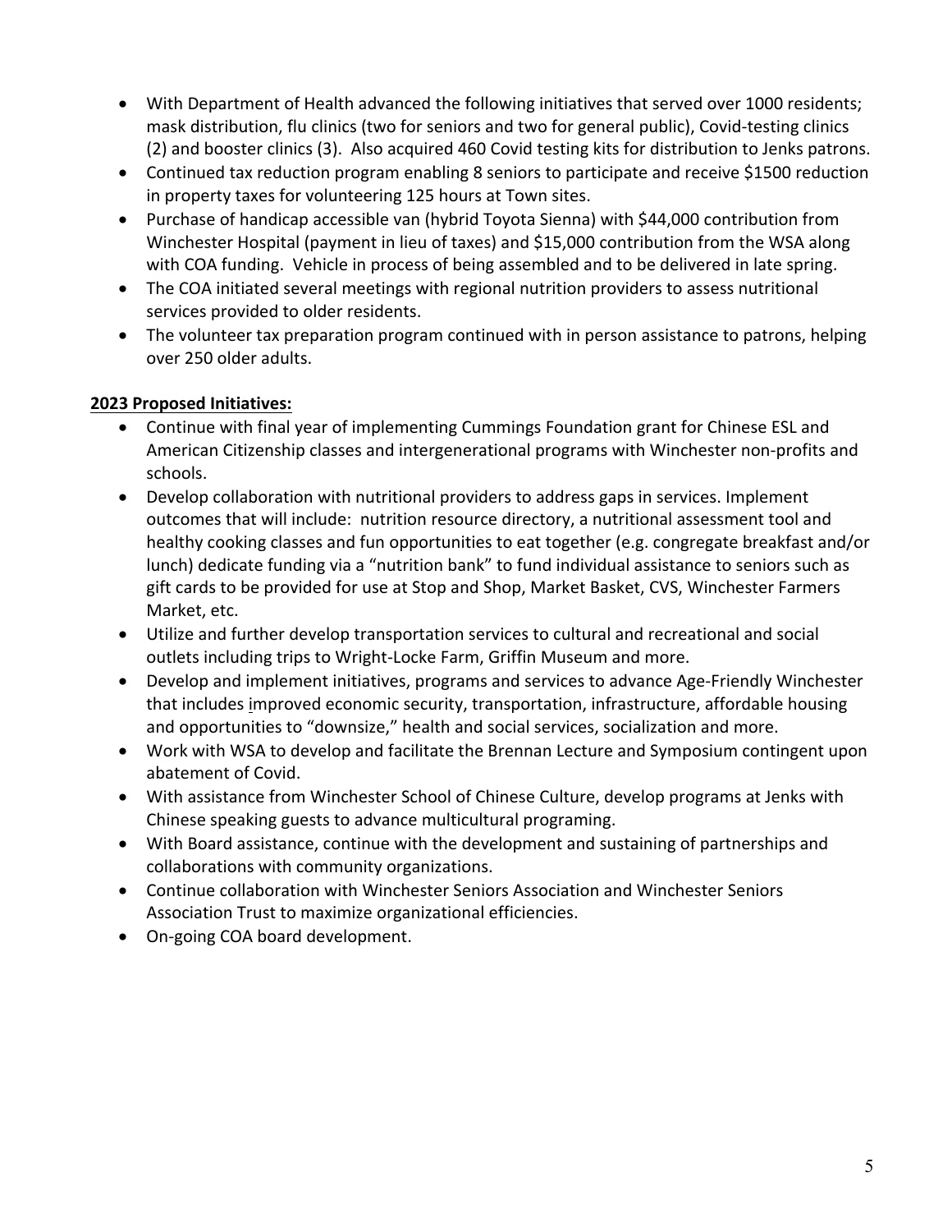- With Department of Health advanced the following initiatives that served over 1000 residents; mask distribution, flu clinics (two for seniors and two for general public), Covid-testing clinics (2) and booster clinics (3). Also acquired 460 Covid testing kits for distribution to Jenks patrons.
- Continued tax reduction program enabling 8 seniors to participate and receive $1500 reduction in property taxes for volunteering 125 hours at Town sites.
- Purchase of handicap accessible van (hybrid Toyota Sienna) with $44,000 contribution from Winchester Hospital (payment in lieu of taxes) and $15,000 contribution from the WSA along with COA funding. Vehicle in process of being assembled and to be delivered in late spring.
- The COA initiated several meetings with regional nutrition providers to assess nutritional services provided to older residents.
- The volunteer tax preparation program continued with in person assistance to patrons, helping over 250 older adults.

**2023 Proposed Initiatives:**

- Continue with final year of implementing Cummings Foundation grant for Chinese ESL and American Citizenship classes and intergenerational programs with Winchester non-profits and schools.
- Develop collaboration with nutritional providers to address gaps in services. Implement outcomes that will include: nutrition resource directory, a nutritional assessment tool and healthy cooking classes and fun opportunities to eat together (e.g. congregate breakfast and/or lunch) dedicate funding via a "nutrition bank" to fund individual assistance to seniors such as gift cards to be provided for use at Stop and Shop, Market Basket, CVS, Winchester Farmers Market, etc.
- Utilize and further develop transportation services to cultural and recreational and social outlets including trips to Wright-Locke Farm, Griffin Museum and more.
- Develop and implement initiatives, programs and services to advance Age-Friendly Winchester that includes improved economic security, transportation, infrastructure, affordable housing and opportunities to "downsize," health and social services, socialization and more.
- Work with WSA to develop and facilitate the Brennan Lecture and Symposium contingent upon abatement of Covid.
- With assistance from Winchester School of Chinese Culture, develop programs at Jenks with Chinese speaking guests to advance multicultural programing.
- With Board assistance, continue with the development and sustaining of partnerships and collaborations with community organizations.
- Continue collaboration with Winchester Seniors Association and Winchester Seniors Association Trust to maximize organizational efficiencies.
- On-going COA board development.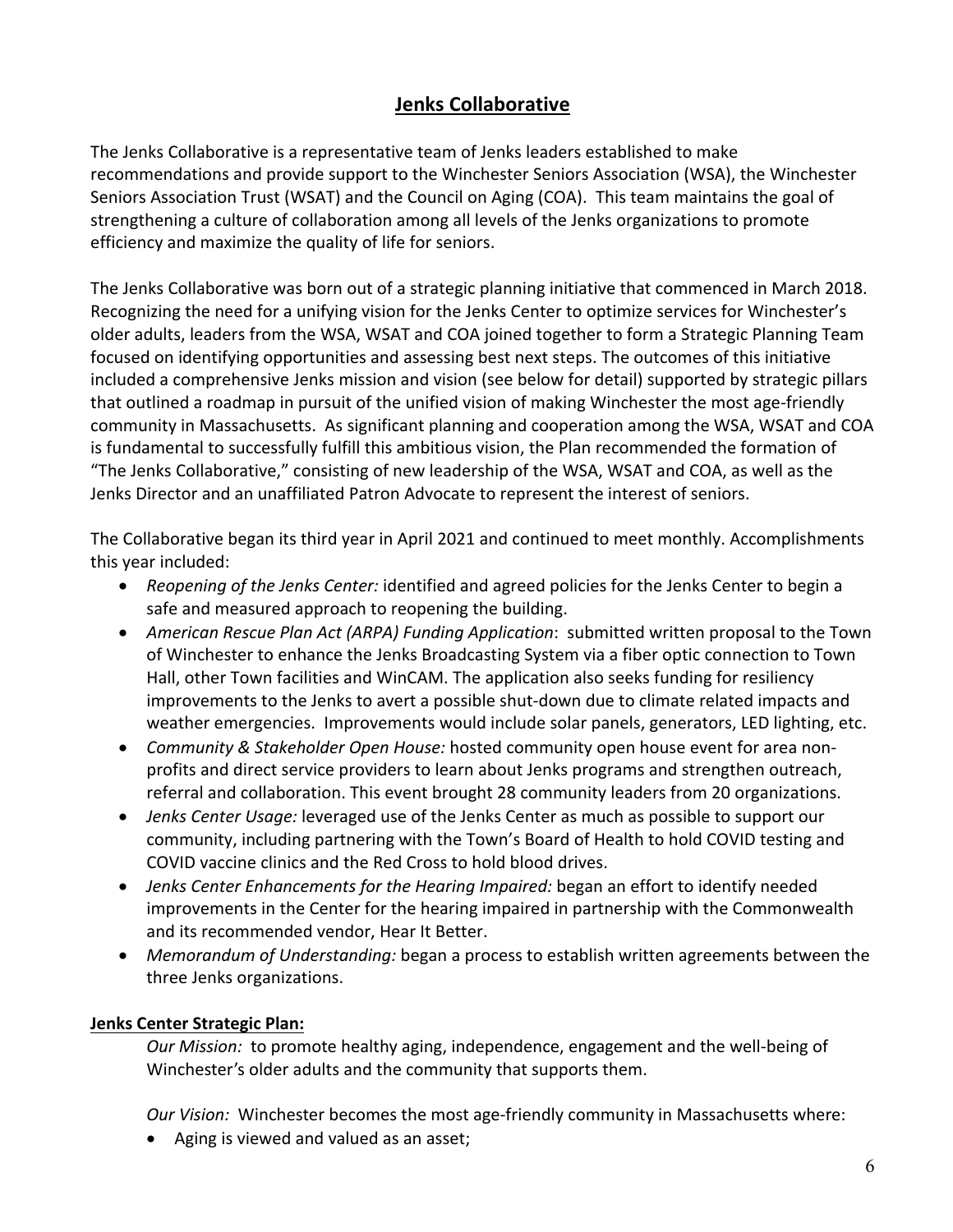# Jenks Collaborative

The Jenks Collaborative is a representative team of Jenks leaders established to make recommendations and provide support to the Winchester Seniors Association (WSA), the Winchester Seniors Association Trust (WSAT) and the Council on Aging (COA). This team maintains the goal of strengthening a culture of collaboration among all levels of the Jenks organizations to promote efficiency and maximize the quality of life for seniors.

The Jenks Collaborative was born out of a strategic planning initiative that commenced in March 2018. Recognizing the need for a unifying vision for the Jenks Center to optimize services for Winchester's older adults, leaders from the WSA, WSAT and COA joined together to form a Strategic Planning Team focused on identifying opportunities and assessing best next steps. The outcomes of this initiative included a comprehensive Jenks mission and vision (see below for detail) supported by strategic pillars that outlined a roadmap in pursuit of the unified vision of making Winchester the most age-friendly community in Massachusetts. As significant planning and cooperation among the WSA, WSAT and COA is fundamental to successfully fulfill this ambitious vision, the Plan recommended the formation of "The Jenks Collaborative," consisting of new leadership of the WSA, WSAT and COA, as well as the Jenks Director and an unaffiliated Patron Advocate to represent the interest of seniors.

The Collaborative began its third year in April 2021 and continued to meet monthly. Accomplishments this year included:

- *Reopening of the Jenks Center:* identified and agreed policies for the Jenks Center to begin a safe and measured approach to reopening the building.
- *American Rescue Plan Act (ARPA) Funding Application*: submitted written proposal to the Town of Winchester to enhance the Jenks Broadcasting System via a fiber optic connection to Town Hall, other Town facilities and WinCAM. The application also seeks funding for resiliency improvements to the Jenks to avert a possible shut-down due to climate related impacts and weather emergencies. Improvements would include solar panels, generators, LED lighting, etc.
- *Community & Stakeholder Open House:* hosted community open house event for area non-profits and direct service providers to learn about Jenks programs and strengthen outreach, referral and collaboration. This event brought 28 community leaders from 20 organizations.
- *Jenks Center Usage:* leveraged use of the Jenks Center as much as possible to support our community, including partnering with the Town's Board of Health to hold COVID testing and COVID vaccine clinics and the Red Cross to hold blood drives.
- *Jenks Center Enhancements for the Hearing Impaired:* began an effort to identify needed improvements in the Center for the hearing impaired in partnership with the Commonwealth and its recommended vendor, Hear It Better.
- *Memorandum of Understanding:* began a process to establish written agreements between the three Jenks organizations.

**Jenks Center Strategic Plan:**

*Our Mission:* to promote healthy aging, independence, engagement and the well-being of Winchester's older adults and the community that supports them.

*Our Vision:* Winchester becomes the most age-friendly community in Massachusetts where:

- Aging is viewed and valued as an asset;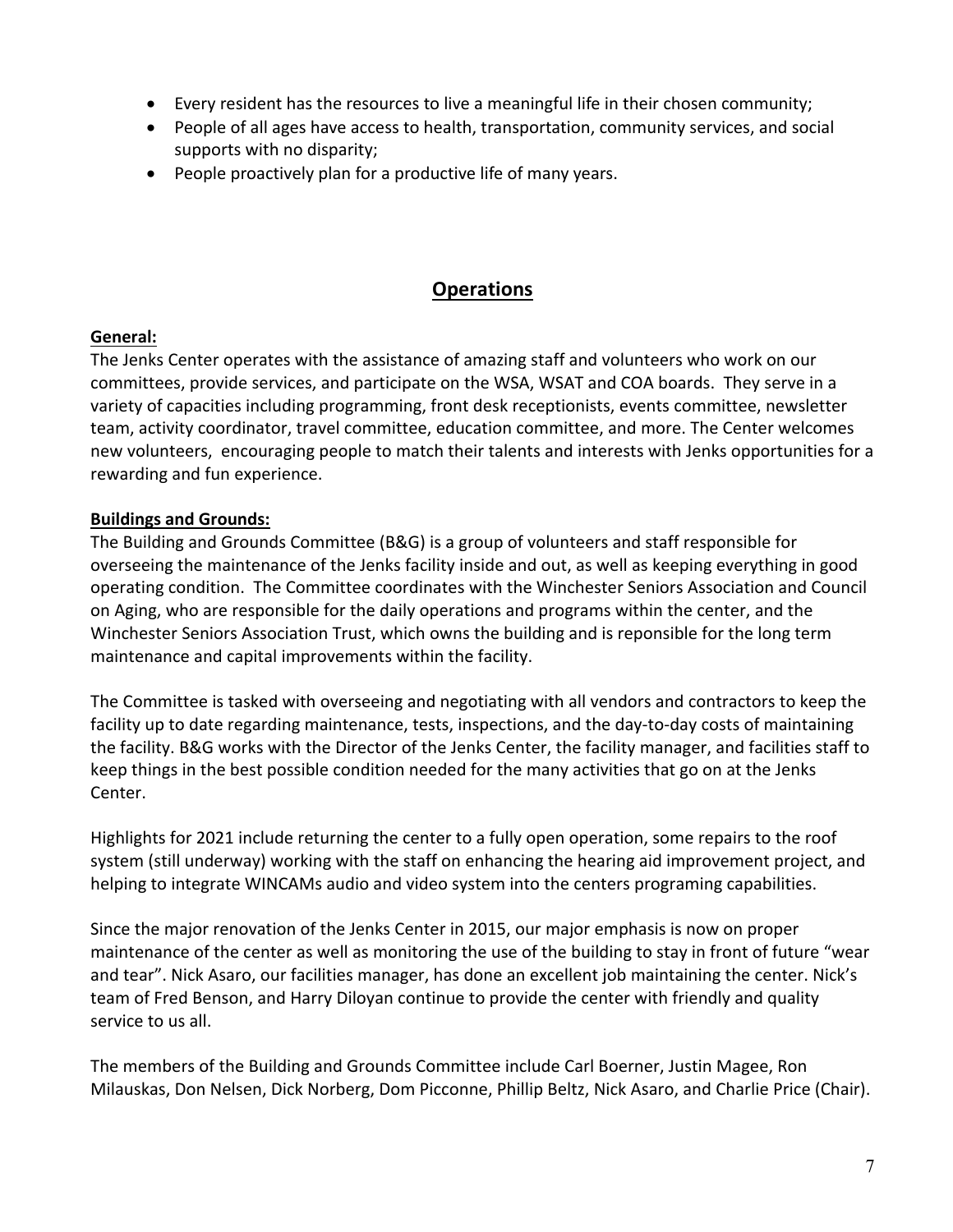- Every resident has the resources to live a meaningful life in their chosen community;
- People of all ages have access to health, transportation, community services, and social supports with no disparity;
- People proactively plan for a productive life of many years.

## Operations

**General:**

The Jenks Center operates with the assistance of amazing staff and volunteers who work on our committees, provide services, and participate on the WSA, WSAT and COA boards. They serve in a variety of capacities including programming, front desk receptionists, events committee, newsletter team, activity coordinator, travel committee, education committee, and more. The Center welcomes new volunteers, encouraging people to match their talents and interests with Jenks opportunities for a rewarding and fun experience.

**Buildings and Grounds:**

The Building and Grounds Committee (B&G) is a group of volunteers and staff responsible for overseeing the maintenance of the Jenks facility inside and out, as well as keeping everything in good operating condition. The Committee coordinates with the Winchester Seniors Association and Council on Aging, who are responsible for the daily operations and programs within the center, and the Winchester Seniors Association Trust, which owns the building and is reponsible for the long term maintenance and capital improvements within the facility.

The Committee is tasked with overseeing and negotiating with all vendors and contractors to keep the facility up to date regarding maintenance, tests, inspections, and the day-to-day costs of maintaining the facility. B&G works with the Director of the Jenks Center, the facility manager, and facilities staff to keep things in the best possible condition needed for the many activities that go on at the Jenks Center.

Highlights for 2021 include returning the center to a fully open operation, some repairs to the roof system (still underway) working with the staff on enhancing the hearing aid improvement project, and helping to integrate WINCAMs audio and video system into the centers programing capabilities.

Since the major renovation of the Jenks Center in 2015, our major emphasis is now on proper maintenance of the center as well as monitoring the use of the building to stay in front of future "wear and tear". Nick Asaro, our facilities manager, has done an excellent job maintaining the center. Nick's team of Fred Benson, and Harry Diloyan continue to provide the center with friendly and quality service to us all.

The members of the Building and Grounds Committee include Carl Boerner, Justin Magee, Ron Milauskas, Don Nelsen, Dick Norberg, Dom Picconne, Phillip Beltz, Nick Asaro, and Charlie Price (Chair).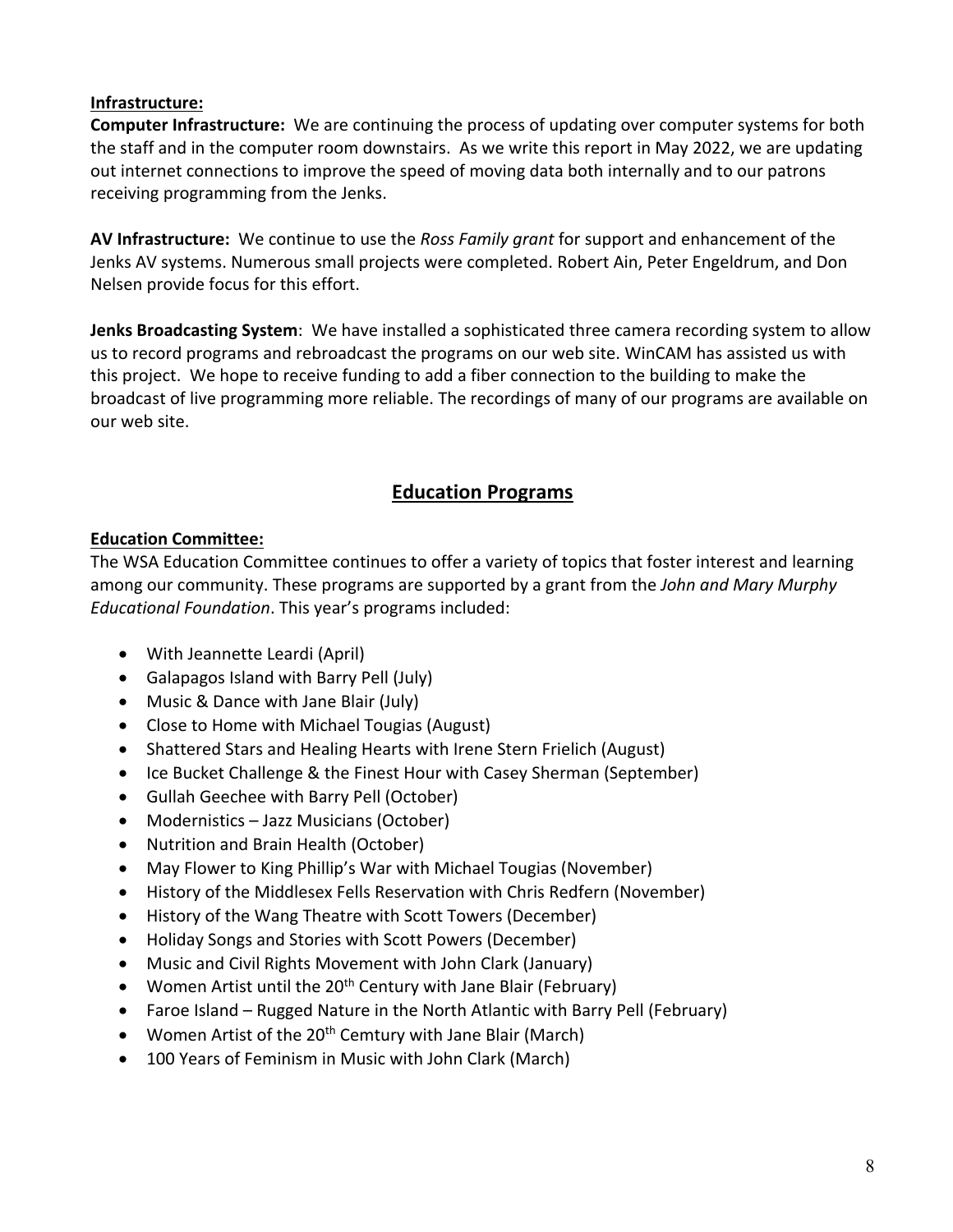**Infrastructure:**

**Computer Infrastructure:** We are continuing the process of updating over computer systems for both the staff and in the computer room downstairs. As we write this report in May 2022, we are updating out internet connections to improve the speed of moving data both internally and to our patrons receiving programming from the Jenks.

**AV Infrastructure:** We continue to use the *Ross Family grant* for support and enhancement of the Jenks AV systems. Numerous small projects were completed. Robert Ain, Peter Engeldrum, and Don Nelsen provide focus for this effort.

**Jenks Broadcasting System**: We have installed a sophisticated three camera recording system to allow us to record programs and rebroadcast the programs on our web site. WinCAM has assisted us with this project. We hope to receive funding to add a fiber connection to the building to make the broadcast of live programming more reliable. The recordings of many of our programs are available on our web site.

## Education Programs

**Education Committee:**

The WSA Education Committee continues to offer a variety of topics that foster interest and learning among our community. These programs are supported by a grant from the *John and Mary Murphy Educational Foundation*. This year's programs included:

- With Jeannette Leardi (April)
- Galapagos Island with Barry Pell (July)
- Music & Dance with Jane Blair (July)
- Close to Home with Michael Tougias (August)
- Shattered Stars and Healing Hearts with Irene Stern Frielich (August)
- Ice Bucket Challenge & the Finest Hour with Casey Sherman (September)
- Gullah Geechee with Barry Pell (October)
- Modernistics – Jazz Musicians (October)
- Nutrition and Brain Health (October)
- May Flower to King Phillip's War with Michael Tougias (November)
- History of the Middlesex Fells Reservation with Chris Redfern (November)
- History of the Wang Theatre with Scott Towers (December)
- Holiday Songs and Stories with Scott Powers (December)
- Music and Civil Rights Movement with John Clark (January)
- Women Artist until the 20th Century with Jane Blair (February)
- Faroe Island – Rugged Nature in the North Atlantic with Barry Pell (February)
- Women Artist of the 20th Cemtury with Jane Blair (March)
- 100 Years of Feminism in Music with John Clark (March)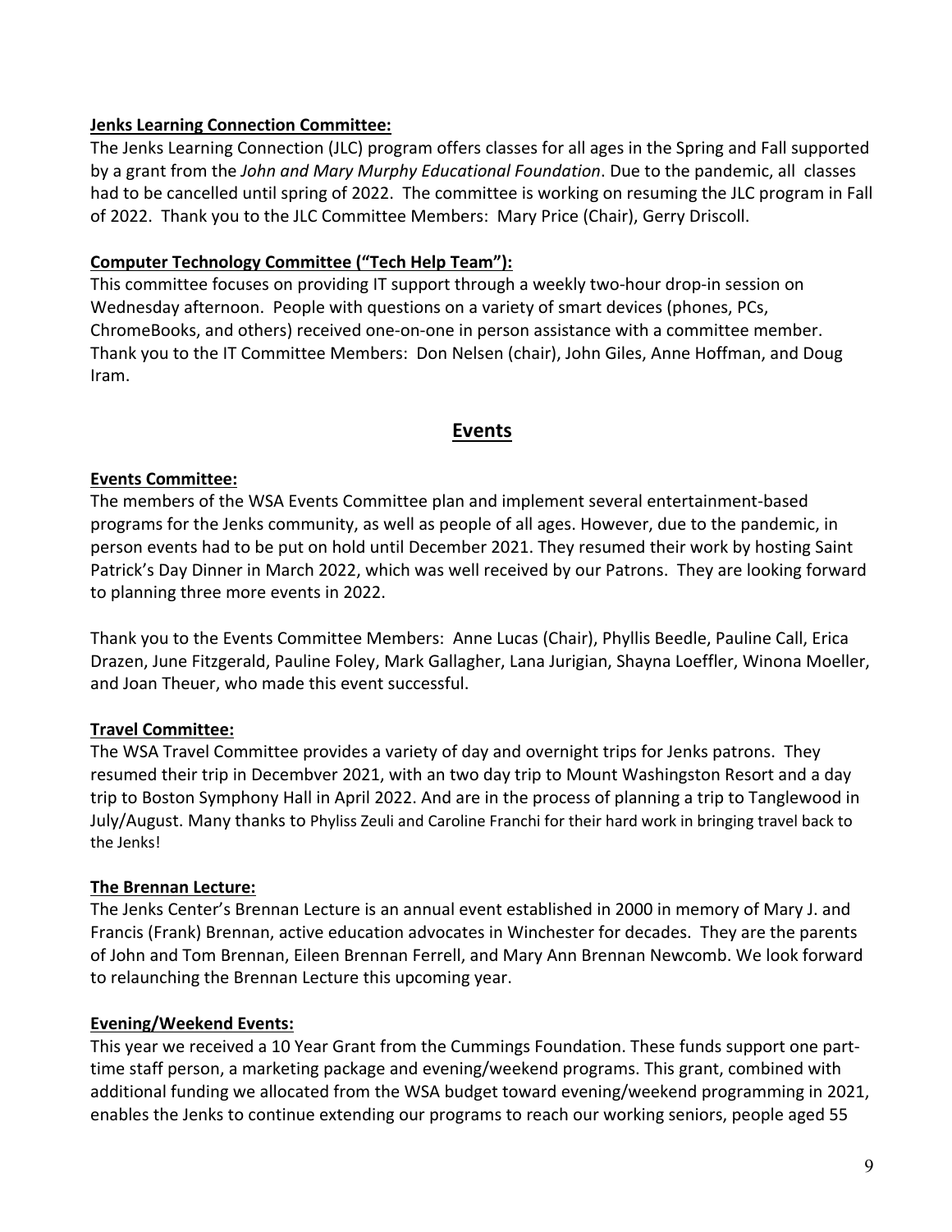**Jenks Learning Connection Committee:**

The Jenks Learning Connection (JLC) program offers classes for all ages in the Spring and Fall supported by a grant from the *John and Mary Murphy Educational Foundation*. Due to the pandemic, all classes had to be cancelled until spring of 2022. The committee is working on resuming the JLC program in Fall of 2022. Thank you to the JLC Committee Members: Mary Price (Chair), Gerry Driscoll.

**Computer Technology Committee ("Tech Help Team"):**

This committee focuses on providing IT support through a weekly two-hour drop-in session on Wednesday afternoon. People with questions on a variety of smart devices (phones, PCs, ChromeBooks, and others) received one-on-one in person assistance with a committee member. Thank you to the IT Committee Members: Don Nelsen (chair), John Giles, Anne Hoffman, and Doug Iram.

## Events

**Events Committee:**

The members of the WSA Events Committee plan and implement several entertainment-based programs for the Jenks community, as well as people of all ages. However, due to the pandemic, in person events had to be put on hold until December 2021. They resumed their work by hosting Saint Patrick's Day Dinner in March 2022, which was well received by our Patrons. They are looking forward to planning three more events in 2022.

Thank you to the Events Committee Members: Anne Lucas (Chair), Phyllis Beedle, Pauline Call, Erica Drazen, June Fitzgerald, Pauline Foley, Mark Gallagher, Lana Jurigian, Shayna Loeffler, Winona Moeller, and Joan Theuer, who made this event successful.

**Travel Committee:**

The WSA Travel Committee provides a variety of day and overnight trips for Jenks patrons. They resumed their trip in Decembver 2021, with an two day trip to Mount Washingston Resort and a day trip to Boston Symphony Hall in April 2022. And are in the process of planning a trip to Tanglewood in July/August. Many thanks to Phyliss Zeuli and Caroline Franchi for their hard work in bringing travel back to the Jenks!

**The Brennan Lecture:**

The Jenks Center's Brennan Lecture is an annual event established in 2000 in memory of Mary J. and Francis (Frank) Brennan, active education advocates in Winchester for decades. They are the parents of John and Tom Brennan, Eileen Brennan Ferrell, and Mary Ann Brennan Newcomb. We look forward to relaunching the Brennan Lecture this upcoming year.

**Evening/Weekend Events:**

This year we received a 10 Year Grant from the Cummings Foundation. These funds support one part-time staff person, a marketing package and evening/weekend programs. This grant, combined with additional funding we allocated from the WSA budget toward evening/weekend programming in 2021, enables the Jenks to continue extending our programs to reach our working seniors, people aged 55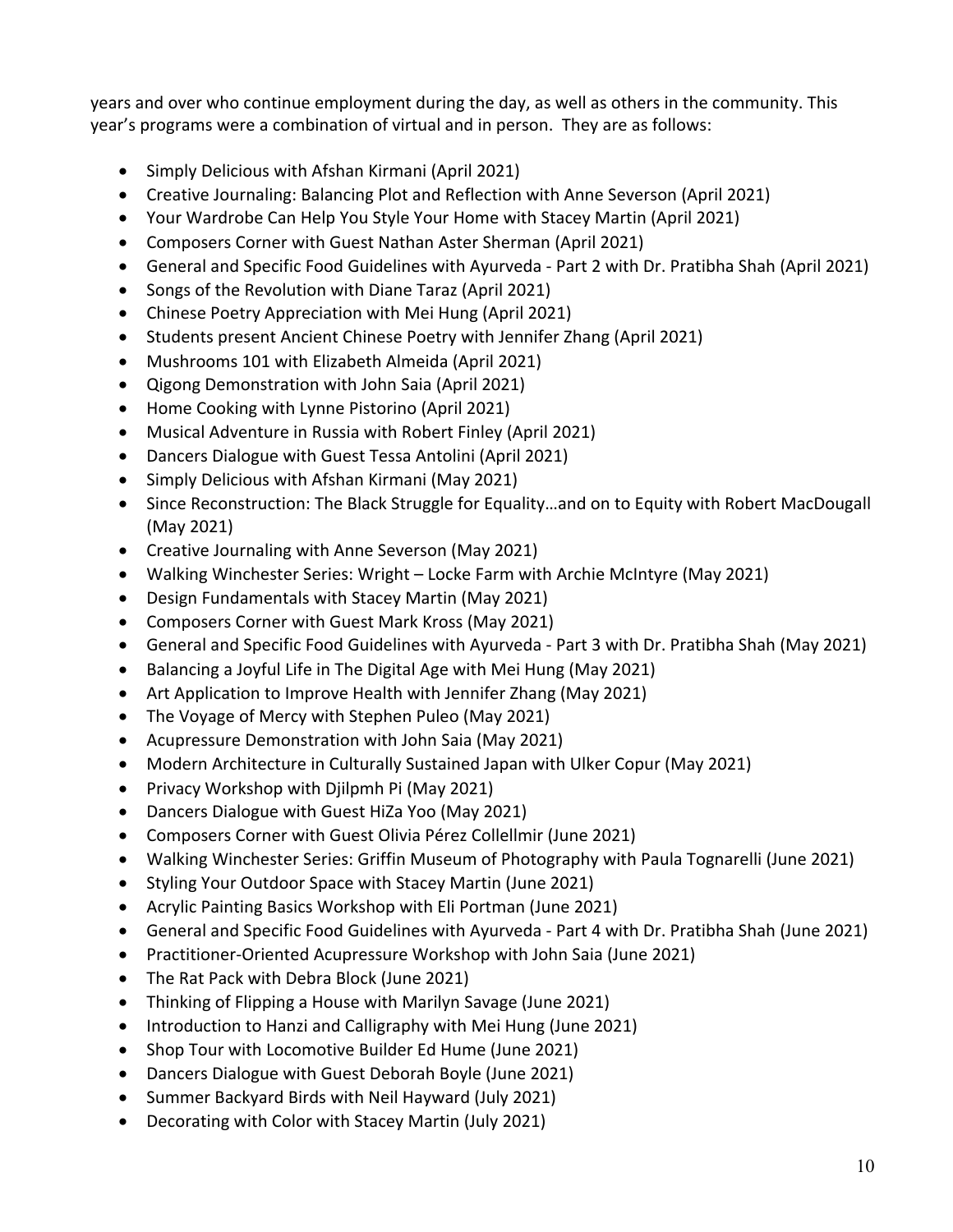years and over who continue employment during the day, as well as others in the community. This year's programs were a combination of virtual and in person. They are as follows:

- Simply Delicious with Afshan Kirmani (April 2021)
- Creative Journaling: Balancing Plot and Reflection with Anne Severson (April 2021)
- Your Wardrobe Can Help You Style Your Home with Stacey Martin (April 2021)
- Composers Corner with Guest Nathan Aster Sherman (April 2021)
- General and Specific Food Guidelines with Ayurveda - Part 2 with Dr. Pratibha Shah (April 2021)
- Songs of the Revolution with Diane Taraz (April 2021)
- Chinese Poetry Appreciation with Mei Hung (April 2021)
- Students present Ancient Chinese Poetry with Jennifer Zhang (April 2021)
- Mushrooms 101 with Elizabeth Almeida (April 2021)
- Qigong Demonstration with John Saia (April 2021)
- Home Cooking with Lynne Pistorino (April 2021)
- Musical Adventure in Russia with Robert Finley (April 2021)
- Dancers Dialogue with Guest Tessa Antolini (April 2021)
- Simply Delicious with Afshan Kirmani (May 2021)
- Since Reconstruction: The Black Struggle for Equality…and on to Equity with Robert MacDougall (May 2021)
- Creative Journaling with Anne Severson (May 2021)
- Walking Winchester Series: Wright – Locke Farm with Archie McIntyre (May 2021)
- Design Fundamentals with Stacey Martin (May 2021)
- Composers Corner with Guest Mark Kross (May 2021)
- General and Specific Food Guidelines with Ayurveda - Part 3 with Dr. Pratibha Shah (May 2021)
- Balancing a Joyful Life in The Digital Age with Mei Hung (May 2021)
- Art Application to Improve Health with Jennifer Zhang (May 2021)
- The Voyage of Mercy with Stephen Puleo (May 2021)
- Acupressure Demonstration with John Saia (May 2021)
- Modern Architecture in Culturally Sustained Japan with Ulker Copur (May 2021)
- Privacy Workshop with Djilpmh Pi (May 2021)
- Dancers Dialogue with Guest HiZa Yoo (May 2021)
- Composers Corner with Guest Olivia Pérez Collellmir (June 2021)
- Walking Winchester Series: Griffin Museum of Photography with Paula Tognarelli (June 2021)
- Styling Your Outdoor Space with Stacey Martin (June 2021)
- Acrylic Painting Basics Workshop with Eli Portman (June 2021)
- General and Specific Food Guidelines with Ayurveda - Part 4 with Dr. Pratibha Shah (June 2021)
- Practitioner-Oriented Acupressure Workshop with John Saia (June 2021)
- The Rat Pack with Debra Block (June 2021)
- Thinking of Flipping a House with Marilyn Savage (June 2021)
- Introduction to Hanzi and Calligraphy with Mei Hung (June 2021)
- Shop Tour with Locomotive Builder Ed Hume (June 2021)
- Dancers Dialogue with Guest Deborah Boyle (June 2021)
- Summer Backyard Birds with Neil Hayward (July 2021)
- Decorating with Color with Stacey Martin (July 2021)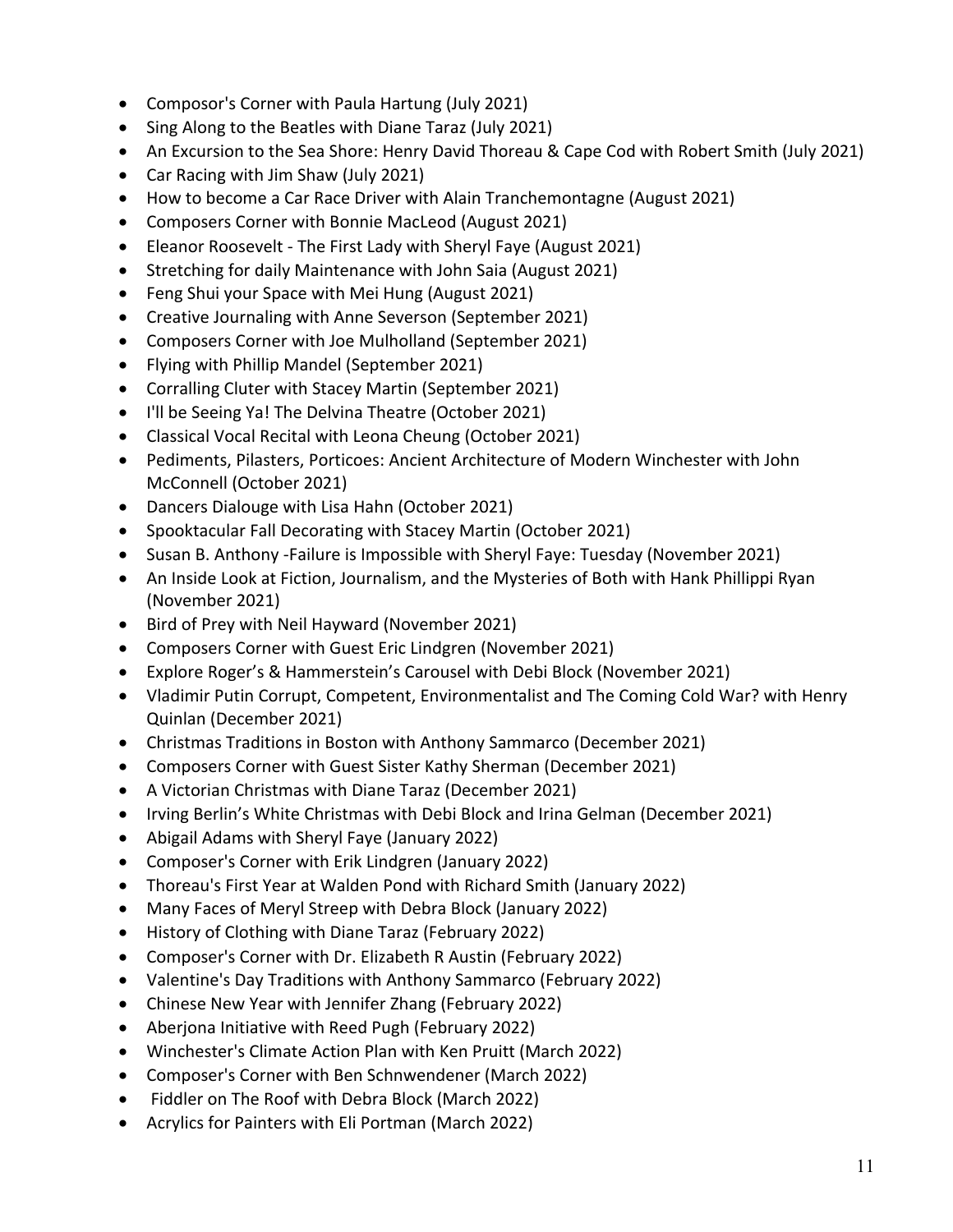- Composor's Corner with Paula Hartung (July 2021)
- Sing Along to the Beatles with Diane Taraz (July 2021)
- An Excursion to the Sea Shore: Henry David Thoreau & Cape Cod with Robert Smith (July 2021)
- Car Racing with Jim Shaw (July 2021)
- How to become a Car Race Driver with Alain Tranchemontagne (August 2021)
- Composers Corner with Bonnie MacLeod (August 2021)
- Eleanor Roosevelt - The First Lady with Sheryl Faye (August 2021)
- Stretching for daily Maintenance with John Saia (August 2021)
- Feng Shui your Space with Mei Hung (August 2021)
- Creative Journaling with Anne Severson (September 2021)
- Composers Corner with Joe Mulholland (September 2021)
- Flying with Phillip Mandel (September 2021)
- Corralling Cluter with Stacey Martin (September 2021)
- I'll be Seeing Ya! The Delvina Theatre (October 2021)
- Classical Vocal Recital with Leona Cheung (October 2021)
- Pediments, Pilasters, Porticoes: Ancient Architecture of Modern Winchester with John McConnell (October 2021)
- Dancers Dialouge with Lisa Hahn (October 2021)
- Spooktacular Fall Decorating with Stacey Martin (October 2021)
- Susan B. Anthony -Failure is Impossible with Sheryl Faye: Tuesday (November 2021)
- An Inside Look at Fiction, Journalism, and the Mysteries of Both with Hank Phillippi Ryan (November 2021)
- Bird of Prey with Neil Hayward (November 2021)
- Composers Corner with Guest Eric Lindgren (November 2021)
- Explore Roger's & Hammerstein's Carousel with Debi Block (November 2021)
- Vladimir Putin Corrupt, Competent, Environmentalist and The Coming Cold War? with Henry Quinlan (December 2021)
- Christmas Traditions in Boston with Anthony Sammarco (December 2021)
- Composers Corner with Guest Sister Kathy Sherman (December 2021)
- A Victorian Christmas with Diane Taraz (December 2021)
- Irving Berlin's White Christmas with Debi Block and Irina Gelman (December 2021)
- Abigail Adams with Sheryl Faye (January 2022)
- Composer's Corner with Erik Lindgren (January 2022)
- Thoreau's First Year at Walden Pond with Richard Smith (January 2022)
- Many Faces of Meryl Streep with Debra Block (January 2022)
- History of Clothing with Diane Taraz (February 2022)
- Composer's Corner with Dr. Elizabeth R Austin (February 2022)
- Valentine's Day Traditions with Anthony Sammarco (February 2022)
- Chinese New Year with Jennifer Zhang (February 2022)
- Aberjona Initiative with Reed Pugh (February 2022)
- Winchester's Climate Action Plan with Ken Pruitt (March 2022)
- Composer's Corner with Ben Schnwendener (March 2022)
- Fiddler on The Roof with Debra Block (March 2022)
- Acrylics for Painters with Eli Portman (March 2022)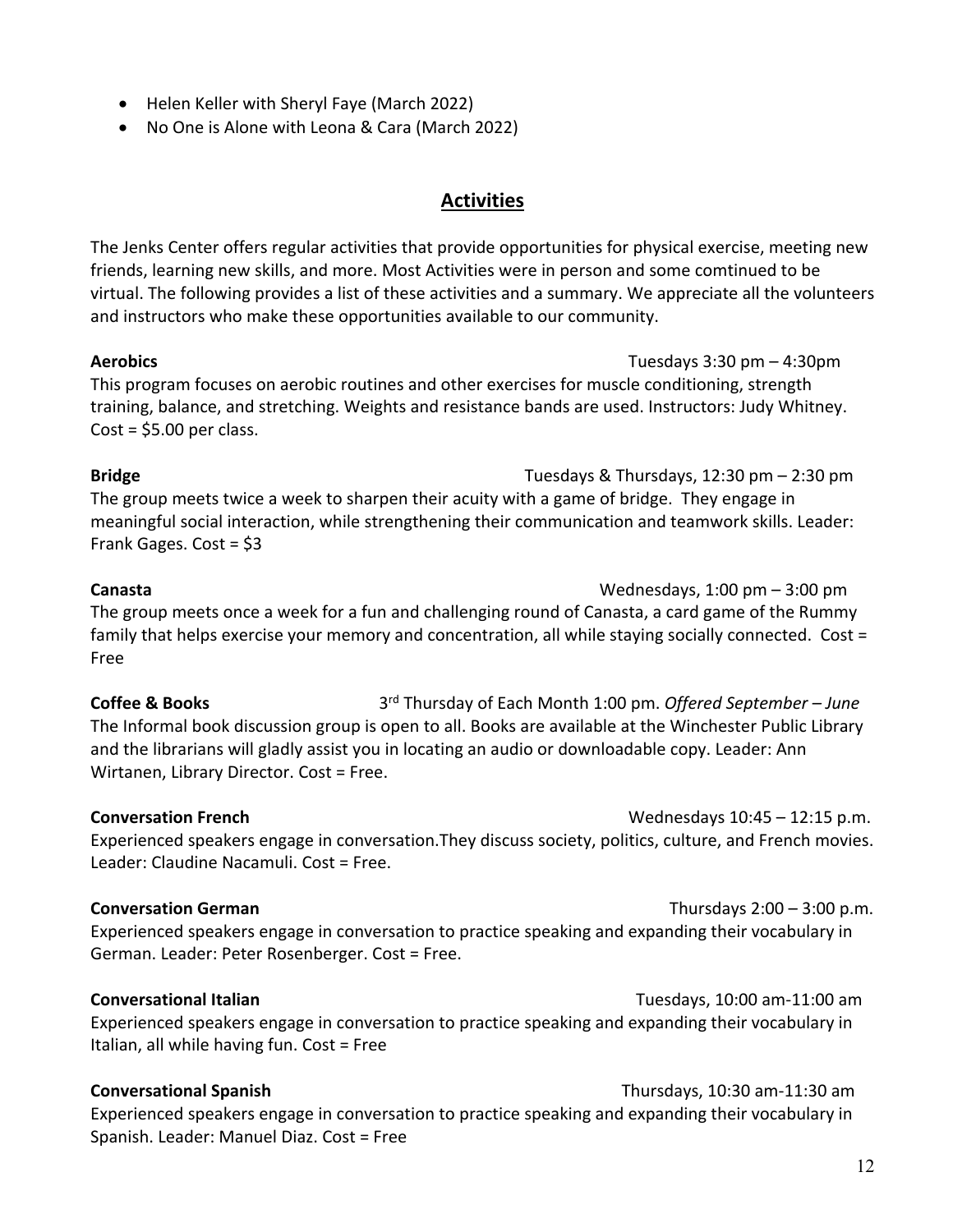- Helen Keller with Sheryl Faye (March 2022)
- No One is Alone with Leona & Cara (March 2022)

## Activities

The Jenks Center offers regular activities that provide opportunities for physical exercise, meeting new friends, learning new skills, and more. Most Activities were in person and some comtinued to be virtual. The following provides a list of these activities and a summary. We appreciate all the volunteers and instructors who make these opportunities available to our community.

**Aerobics** Tuesdays 3:30 pm – 4:30pm
This program focuses on aerobic routines and other exercises for muscle conditioning, strength training, balance, and stretching. Weights and resistance bands are used. Instructors: Judy Whitney. Cost = $5.00 per class.

**Bridge** Tuesdays & Thursdays, 12:30 pm – 2:30 pm
The group meets twice a week to sharpen their acuity with a game of bridge. They engage in meaningful social interaction, while strengthening their communication and teamwork skills. Leader: Frank Gages. Cost = $3

**Canasta** Wednesdays, 1:00 pm – 3:00 pm
The group meets once a week for a fun and challenging round of Canasta, a card game of the Rummy family that helps exercise your memory and concentration, all while staying socially connected. Cost = Free

**Coffee & Books** 3rd Thursday of Each Month 1:00 pm. *Offered September – June*
The Informal book discussion group is open to all. Books are available at the Winchester Public Library and the librarians will gladly assist you in locating an audio or downloadable copy. Leader: Ann Wirtanen, Library Director. Cost = Free.

**Conversation French** Wednesdays 10:45 – 12:15 p.m.
Experienced speakers engage in conversation.They discuss society, politics, culture, and French movies. Leader: Claudine Nacamuli. Cost = Free.

**Conversation German** Thursdays 2:00 – 3:00 p.m.
Experienced speakers engage in conversation to practice speaking and expanding their vocabulary in German. Leader: Peter Rosenberger. Cost = Free.

**Conversational Italian** Tuesdays, 10:00 am-11:00 am
Experienced speakers engage in conversation to practice speaking and expanding their vocabulary in Italian, all while having fun. Cost = Free

**Conversational Spanish** Thursdays, 10:30 am-11:30 am
Experienced speakers engage in conversation to practice speaking and expanding their vocabulary in Spanish. Leader: Manuel Diaz. Cost = Free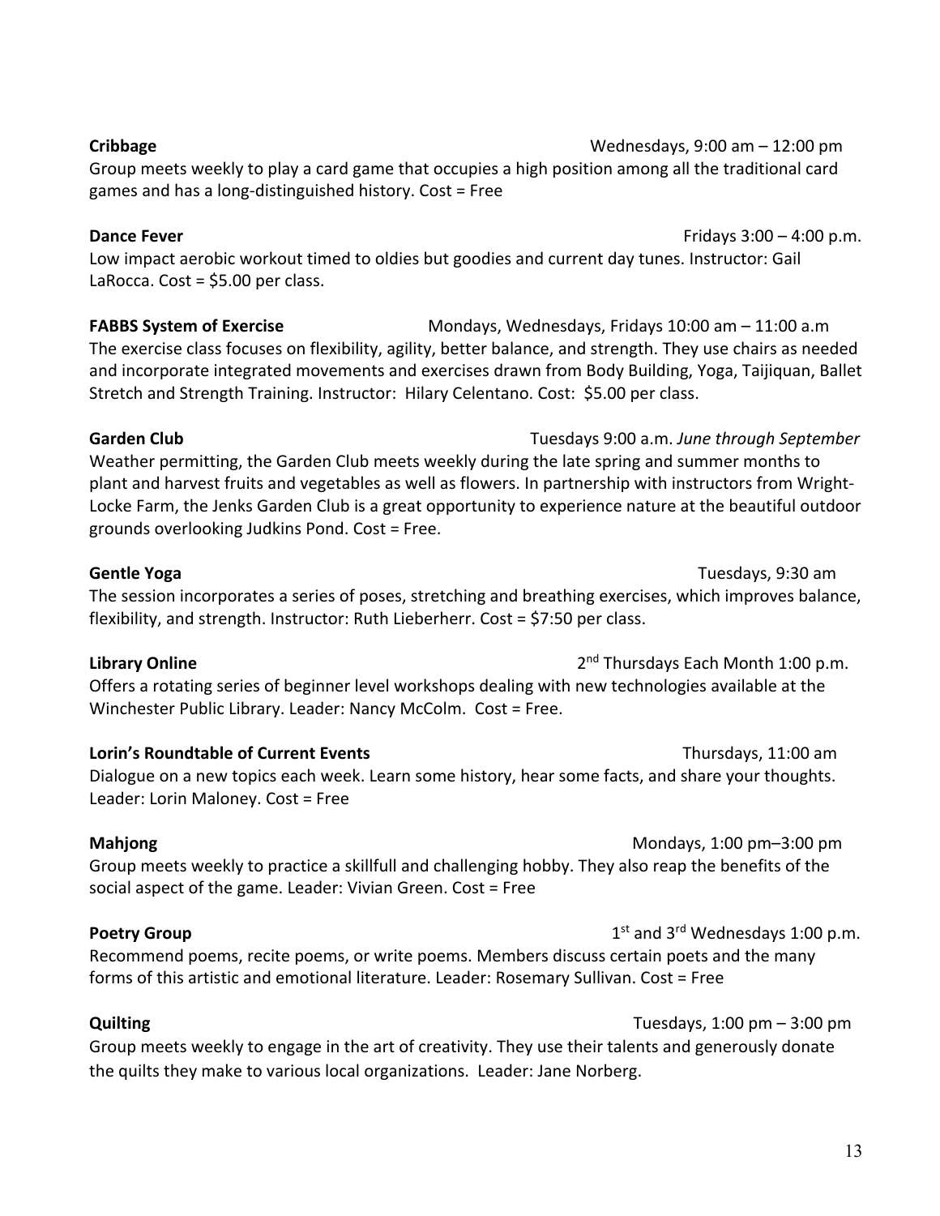**Cribbage** Wednesdays, 9:00 am – 12:00 pm

Group meets weekly to play a card game that occupies a high position among all the traditional card games and has a long-distinguished history. Cost = Free

**Dance Fever** Fridays 3:00 – 4:00 p.m.

Low impact aerobic workout timed to oldies but goodies and current day tunes. Instructor: Gail LaRocca. Cost = $5.00 per class.

**FABBS System of Exercise** Mondays, Wednesdays, Fridays 10:00 am – 11:00 a.m

The exercise class focuses on flexibility, agility, better balance, and strength. They use chairs as needed and incorporate integrated movements and exercises drawn from Body Building, Yoga, Taijiquan, Ballet Stretch and Strength Training. Instructor: Hilary Celentano. Cost: $5.00 per class.

**Garden Club** Tuesdays 9:00 a.m. *June through September*

Weather permitting, the Garden Club meets weekly during the late spring and summer months to plant and harvest fruits and vegetables as well as flowers. In partnership with instructors from Wright-Locke Farm, the Jenks Garden Club is a great opportunity to experience nature at the beautiful outdoor grounds overlooking Judkins Pond. Cost = Free.

**Gentle Yoga** Tuesdays, 9:30 am

The session incorporates a series of poses, stretching and breathing exercises, which improves balance, flexibility, and strength. Instructor: Ruth Lieberherr. Cost = $7:50 per class.

**Library Online** 2nd Thursdays Each Month 1:00 p.m.

Offers a rotating series of beginner level workshops dealing with new technologies available at the Winchester Public Library. Leader: Nancy McColm. Cost = Free.

**Lorin's Roundtable of Current Events** Thursdays, 11:00 am

Dialogue on a new topics each week. Learn some history, hear some facts, and share your thoughts. Leader: Lorin Maloney. Cost = Free

**Mahjong** Mondays, 1:00 pm–3:00 pm

Group meets weekly to practice a skillfull and challenging hobby. They also reap the benefits of the social aspect of the game. Leader: Vivian Green. Cost = Free

**Poetry Group** 1st and 3rd Wednesdays 1:00 p.m.

Recommend poems, recite poems, or write poems. Members discuss certain poets and the many forms of this artistic and emotional literature. Leader: Rosemary Sullivan. Cost = Free

**Quilting** Tuesdays, 1:00 pm – 3:00 pm

Group meets weekly to engage in the art of creativity. They use their talents and generously donate the quilts they make to various local organizations. Leader: Jane Norberg.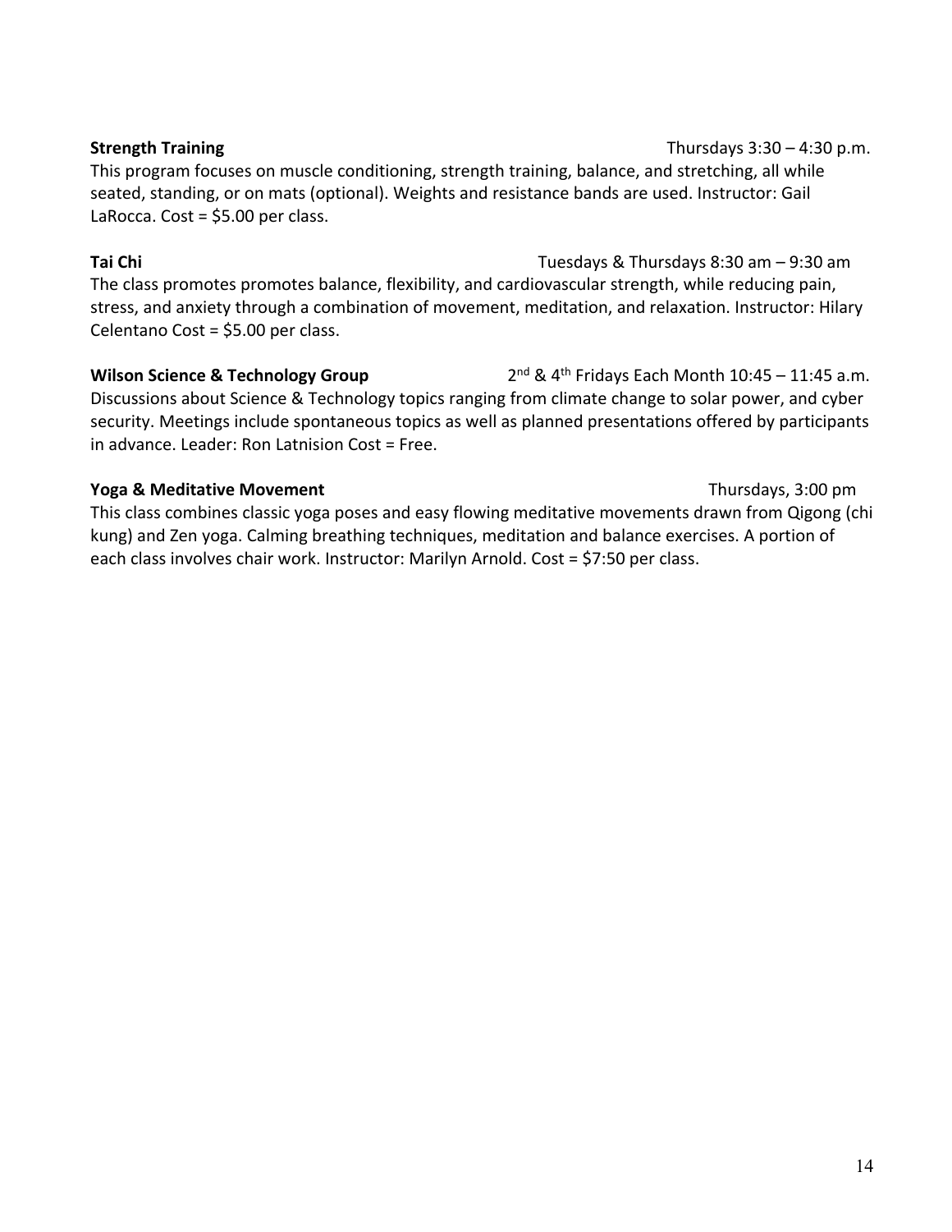**Strength Training** Thursdays 3:30 – 4:30 p.m.

This program focuses on muscle conditioning, strength training, balance, and stretching, all while seated, standing, or on mats (optional). Weights and resistance bands are used. Instructor: Gail LaRocca. Cost = $5.00 per class.

**Tai Chi** Tuesdays & Thursdays 8:30 am – 9:30 am

The class promotes promotes balance, flexibility, and cardiovascular strength, while reducing pain, stress, and anxiety through a combination of movement, meditation, and relaxation. Instructor: Hilary Celentano Cost = $5.00 per class.

**Wilson Science & Technology Group** 2nd & 4th Fridays Each Month 10:45 – 11:45 a.m.

Discussions about Science & Technology topics ranging from climate change to solar power, and cyber security. Meetings include spontaneous topics as well as planned presentations offered by participants in advance. Leader: Ron Latnision Cost = Free.

**Yoga & Meditative Movement** Thursdays, 3:00 pm

This class combines classic yoga poses and easy flowing meditative movements drawn from Qigong (chi kung) and Zen yoga. Calming breathing techniques, meditation and balance exercises. A portion of each class involves chair work. Instructor: Marilyn Arnold. Cost = $7:50 per class.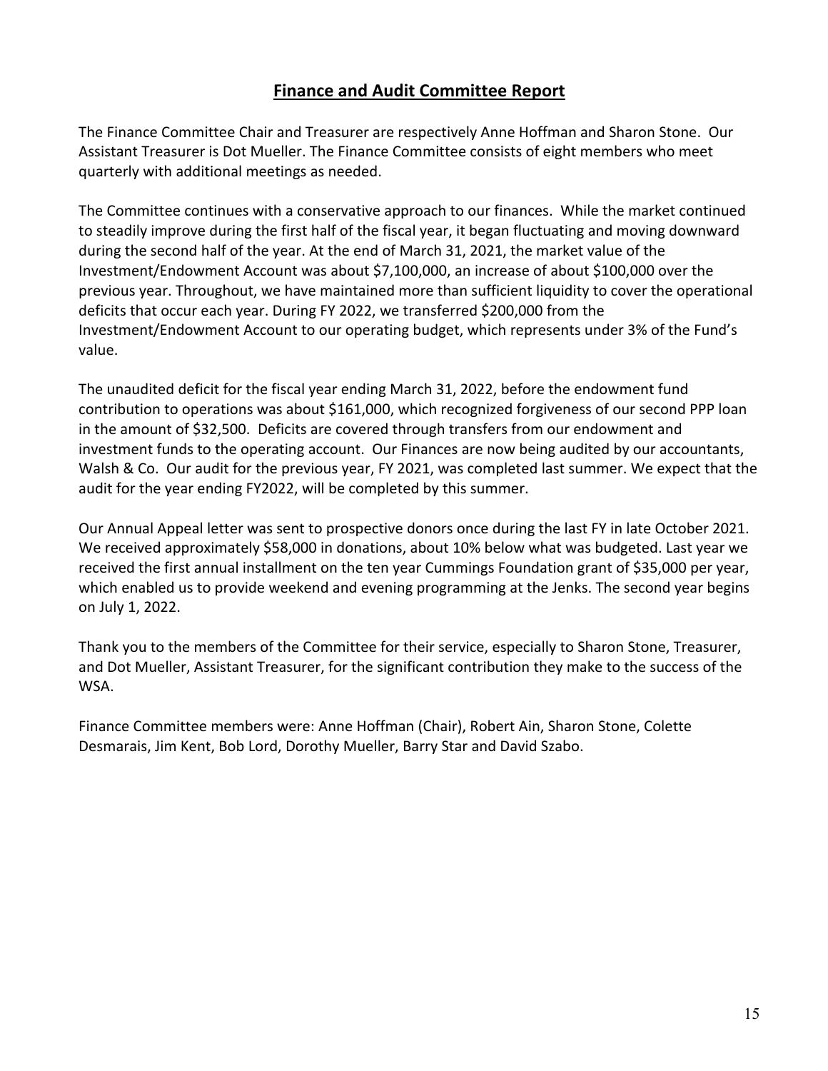# Finance and Audit Committee Report

The Finance Committee Chair and Treasurer are respectively Anne Hoffman and Sharon Stone. Our Assistant Treasurer is Dot Mueller. The Finance Committee consists of eight members who meet quarterly with additional meetings as needed.

The Committee continues with a conservative approach to our finances. While the market continued to steadily improve during the first half of the fiscal year, it began fluctuating and moving downward during the second half of the year. At the end of March 31, 2021, the market value of the Investment/Endowment Account was about $7,100,000, an increase of about $100,000 over the previous year. Throughout, we have maintained more than sufficient liquidity to cover the operational deficits that occur each year. During FY 2022, we transferred $200,000 from the Investment/Endowment Account to our operating budget, which represents under 3% of the Fund's value.

The unaudited deficit for the fiscal year ending March 31, 2022, before the endowment fund contribution to operations was about $161,000, which recognized forgiveness of our second PPP loan in the amount of $32,500. Deficits are covered through transfers from our endowment and investment funds to the operating account. Our Finances are now being audited by our accountants, Walsh & Co. Our audit for the previous year, FY 2021, was completed last summer. We expect that the audit for the year ending FY2022, will be completed by this summer.

Our Annual Appeal letter was sent to prospective donors once during the last FY in late October 2021. We received approximately $58,000 in donations, about 10% below what was budgeted. Last year we received the first annual installment on the ten year Cummings Foundation grant of $35,000 per year, which enabled us to provide weekend and evening programming at the Jenks. The second year begins on July 1, 2022.

Thank you to the members of the Committee for their service, especially to Sharon Stone, Treasurer, and Dot Mueller, Assistant Treasurer, for the significant contribution they make to the success of the WSA.

Finance Committee members were: Anne Hoffman (Chair), Robert Ain, Sharon Stone, Colette Desmarais, Jim Kent, Bob Lord, Dorothy Mueller, Barry Star and David Szabo.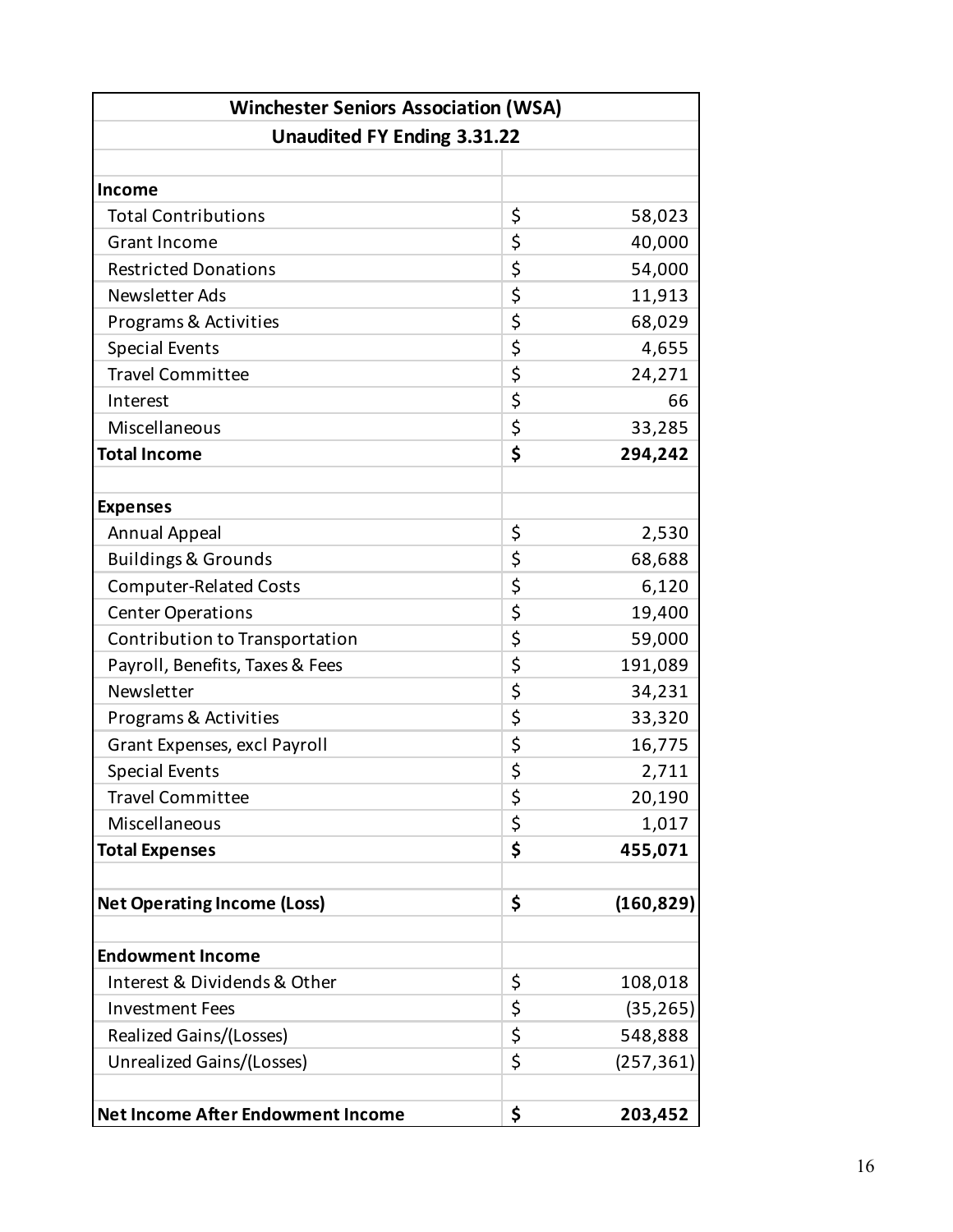| Winchester Seniors Association (WSA) | |
|---|---|
| **Unaudited FY Ending 3.31.22** | |
| | |
| **Income** | |
| Total Contributions | $ 58,023 |
| Grant Income | $ 40,000 |
| Restricted Donations | $ 54,000 |
| Newsletter Ads | $ 11,913 |
| Programs & Activities | $ 68,029 |
| Special Events | $ 4,655 |
| Travel Committee | $ 24,271 |
| Interest | $ 66 |
| Miscellaneous | $ 33,285 |
| **Total Income** | **$ 294,242** |
| | |
| **Expenses** | |
| Annual Appeal | $ 2,530 |
| Buildings & Grounds | $ 68,688 |
| Computer-Related Costs | $ 6,120 |
| Center Operations | $ 19,400 |
| Contribution to Transportation | $ 59,000 |
| Payroll, Benefits, Taxes & Fees | $ 191,089 |
| Newsletter | $ 34,231 |
| Programs & Activities | $ 33,320 |
| Grant Expenses, excl Payroll | $ 16,775 |
| Special Events | $ 2,711 |
| Travel Committee | $ 20,190 |
| Miscellaneous | $ 1,017 |
| **Total Expenses** | **$ 455,071** |
| | |
| **Net Operating Income (Loss)** | **$ (160,829)** |
| | |
| **Endowment Income** | |
| Interest & Dividends & Other | $ 108,018 |
| Investment Fees | $ (35,265) |
| Realized Gains/(Losses) | $ 548,888 |
| Unrealized Gains/(Losses) | $ (257,361) |
| | |
| **Net Income After Endowment Income** | **$ 203,452** |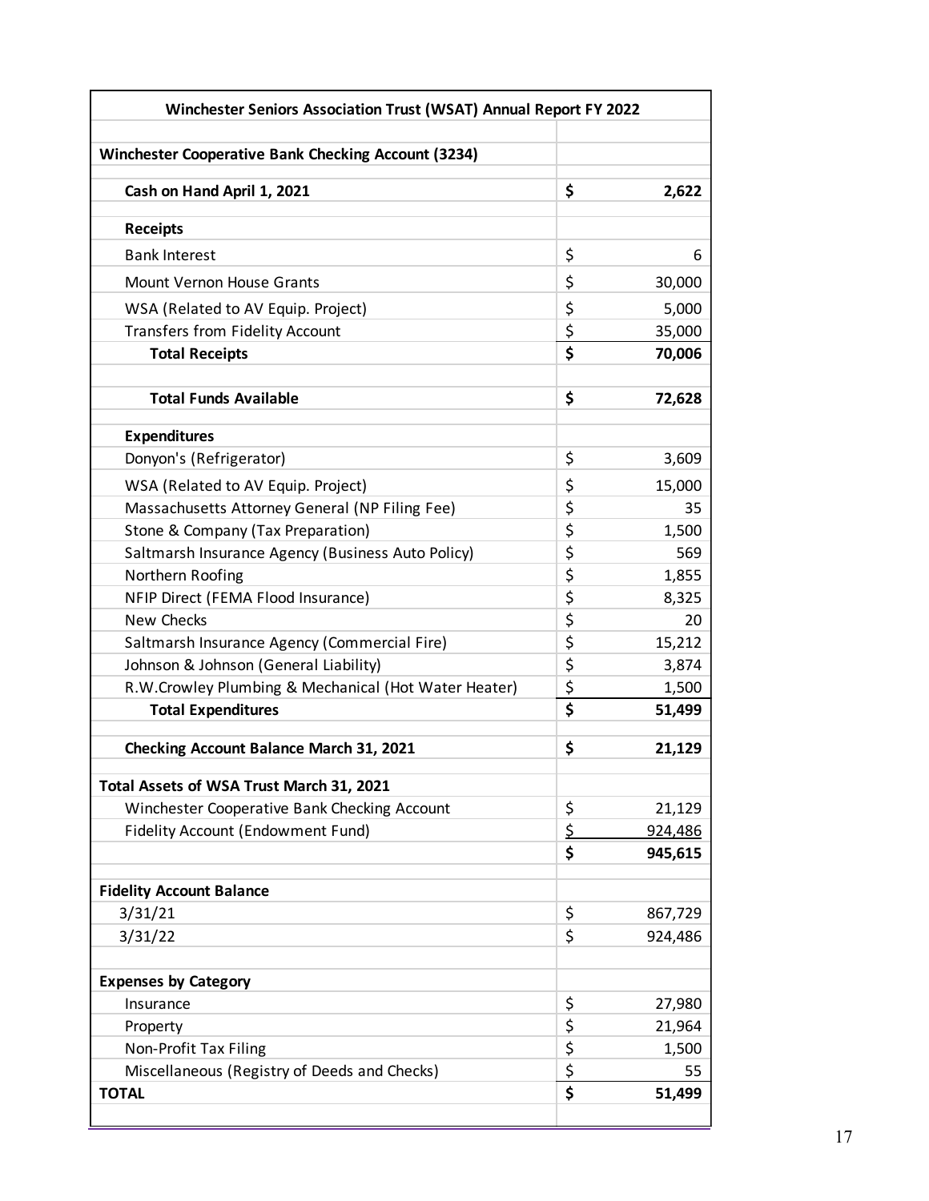| Winchester Seniors Association Trust (WSAT) Annual Report FY 2022 | |
|---|---|
| **Winchester Cooperative Bank Checking Account (3234)** | |
| **Cash on Hand April 1, 2021** | **$ 2,622** |
| **Receipts** | |
| Bank Interest | $ 6 |
| Mount Vernon House Grants | $ 30,000 |
| WSA (Related to AV Equip. Project) | $ 5,000 |
| Transfers from Fidelity Account | $ 35,000 |
| **Total Receipts** | **$ 70,006** |
| **Total Funds Available** | **$ 72,628** |
| **Expenditures** | |
| Donyon's (Refrigerator) | $ 3,609 |
| WSA (Related to AV Equip. Project) | $ 15,000 |
| Massachusetts Attorney General (NP Filing Fee) | $ 35 |
| Stone & Company (Tax Preparation) | $ 1,500 |
| Saltmarsh Insurance Agency (Business Auto Policy) | $ 569 |
| Northern Roofing | $ 1,855 |
| NFIP Direct (FEMA Flood Insurance) | $ 8,325 |
| New Checks | $ 20 |
| Saltmarsh Insurance Agency (Commercial Fire) | $ 15,212 |
| Johnson & Johnson (General Liability) | $ 3,874 |
| R.W.Crowley Plumbing & Mechanical (Hot Water Heater) | $ 1,500 |
| **Total Expenditures** | **$ 51,499** |
| **Checking Account Balance March 31, 2021** | **$ 21,129** |
| **Total Assets of WSA Trust March 31, 2021** | |
| Winchester Cooperative Bank Checking Account | $ 21,129 |
| Fidelity Account (Endowment Fund) | $ 924,486 |
| | **$ 945,615** |
| **Fidelity Account Balance** | |
| 3/31/21 | $ 867,729 |
| 3/31/22 | $ 924,486 |
| **Expenses by Category** | |
| Insurance | $ 27,980 |
| Property | $ 21,964 |
| Non-Profit Tax Filing | $ 1,500 |
| Miscellaneous (Registry of Deeds and Checks) | $ 55 |
| **TOTAL** | **$ 51,499** |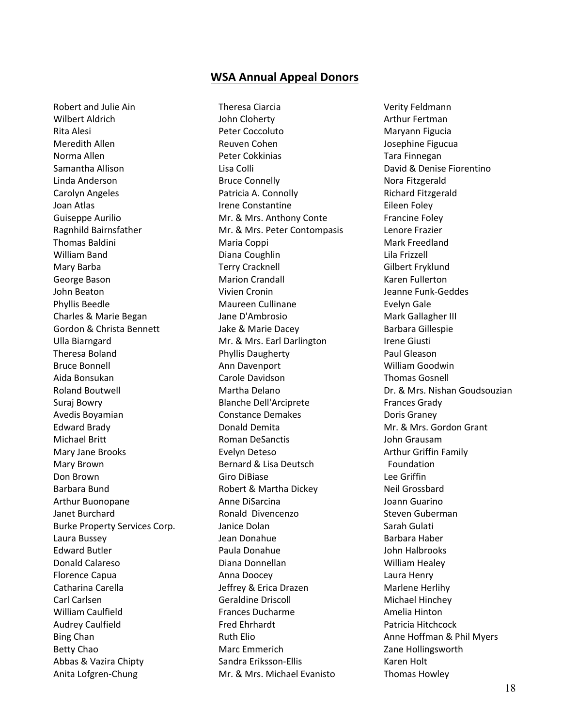## WSA Annual Appeal Donors

Robert and Julie Ain
Wilbert Aldrich
Rita Alesi
Meredith Allen
Norma Allen
Samantha Allison
Linda Anderson
Carolyn Angeles
Joan Atlas
Guiseppe Aurilio
Ragnhild Bairnsfather
Thomas Baldini
William Band
Mary Barba
George Bason
John Beaton
Phyllis Beedle
Charles & Marie Began
Gordon & Christa Bennett
Ulla Biarngard
Theresa Boland
Bruce Bonnell
Aida Bonsukan
Roland Boutwell
Suraj Bowry
Avedis Boyamian
Edward Brady
Michael Britt
Mary Jane Brooks
Mary Brown
Don Brown
Barbara Bund
Arthur Buonopane
Janet Burchard
Burke Property Services Corp.
Laura Bussey
Edward Butler
Donald Calareso
Florence Capua
Catharina Carella
Carl Carlsen
William Caulfield
Audrey Caulfield
Bing Chan
Betty Chao
Abbas & Vazira Chipty
Anita Lofgren-Chung
Theresa Ciarcia
John Cloherty
Peter Coccoluto
Reuven Cohen
Peter Cokkinias
Lisa Colli
Bruce Connelly
Patricia A. Connolly
Irene Constantine
Mr. & Mrs. Anthony Conte
Mr. & Mrs. Peter Contompasis
Maria Coppi
Diana Coughlin
Terry Cracknell
Marion Crandall
Vivien Cronin
Maureen Cullinane
Jane D'Ambrosio
Jake & Marie Dacey
Mr. & Mrs. Earl Darlington
Phyllis Daugherty
Ann Davenport
Carole Davidson
Martha Delano
Blanche Dell'Arciprete
Constance Demakes
Donald Demita
Roman DeSanctis
Evelyn Deteso
Bernard & Lisa Deutsch
Giro DiBiase
Robert & Martha Dickey
Anne DiSarcina
Ronald Divencenzo
Janice Dolan
Jean Donahue
Paula Donahue
Diana Donnellan
Anna Doocey
Jeffrey & Erica Drazen
Geraldine Driscoll
Frances Ducharme
Fred Ehrhardt
Ruth Elio
Marc Emmerich
Sandra Eriksson-Ellis
Mr. & Mrs. Michael Evanisto
Verity Feldmann
Arthur Fertman
Maryann Figucia
Josephine Figucua
Tara Finnegan
David & Denise Fiorentino
Nora Fitzgerald
Richard Fitzgerald
Eileen Foley
Francine Foley
Lenore Frazier
Mark Freedland
Lila Frizzell
Gilbert Fryklund
Karen Fullerton
Jeanne Funk-Geddes
Evelyn Gale
Mark Gallagher III
Barbara Gillespie
Irene Giusti
Paul Gleason
William Goodwin
Thomas Gosnell
Dr. & Mrs. Nishan Goudsouzian
Frances Grady
Doris Graney
Mr. & Mrs. Gordon Grant
John Grausam
Arthur Griffin Family Foundation
Lee Griffin
Neil Grossbard
Joann Guarino
Steven Guberman
Sarah Gulati
Barbara Haber
John Halbrooks
William Healey
Laura Henry
Marlene Herlihy
Michael Hinchey
Amelia Hinton
Patricia Hitchcock
Anne Hoffman & Phil Myers
Zane Hollingsworth
Karen Holt
Thomas Howley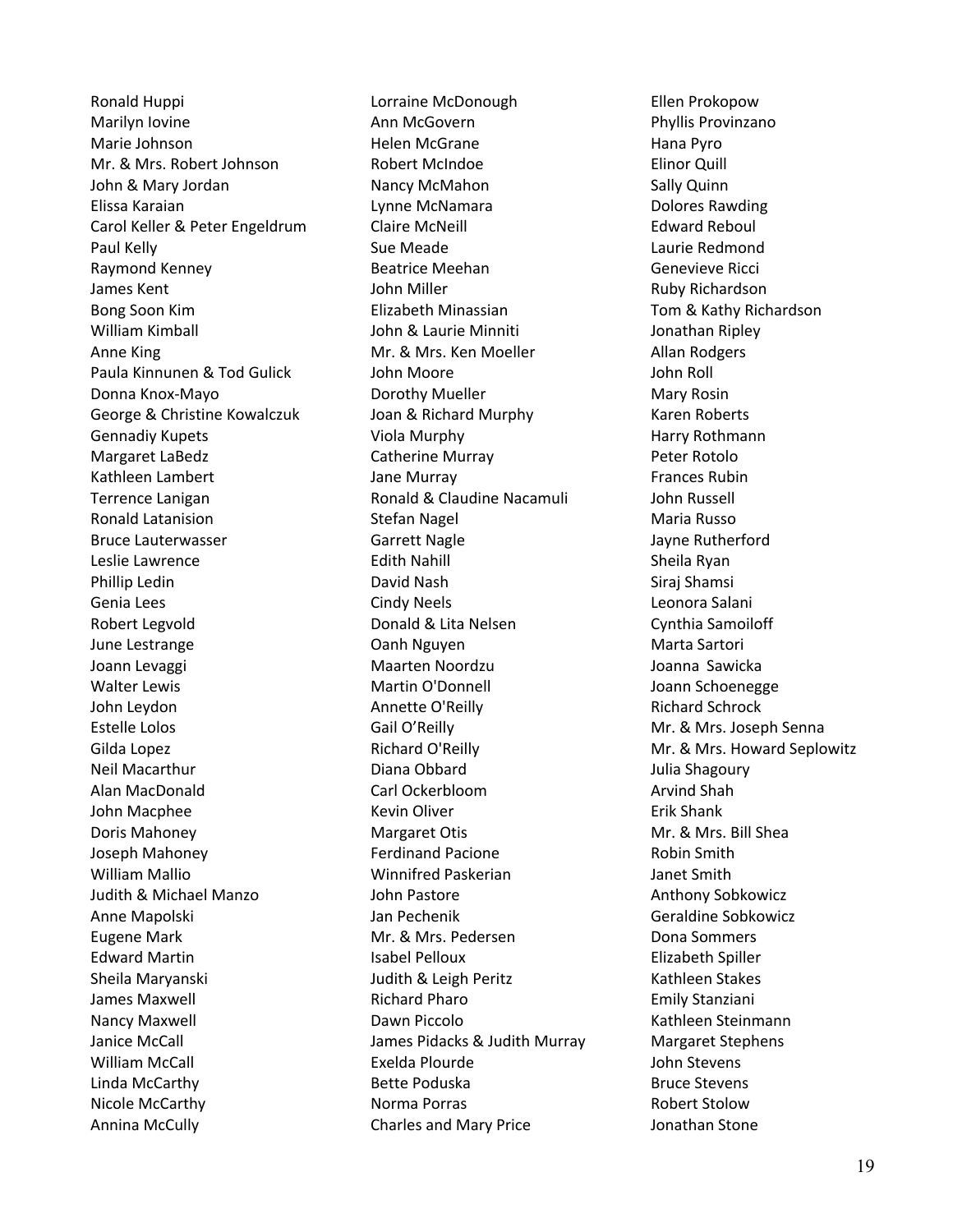Ronald Huppi
Marilyn Iovine
Marie Johnson
Mr. & Mrs. Robert Johnson
John & Mary Jordan
Elissa Karaian
Carol Keller & Peter Engeldrum
Paul Kelly
Raymond Kenney
James Kent
Bong Soon Kim
William Kimball
Anne King
Paula Kinnunen & Tod Gulick
Donna Knox-Mayo
George & Christine Kowalczuk
Gennadiy Kupets
Margaret LaBedz
Kathleen Lambert
Terrence Lanigan
Ronald Latanision
Bruce Lauterwasser
Leslie Lawrence
Phillip Ledin
Genia Lees
Robert Legvold
June Lestrange
Joann Levaggi
Walter Lewis
John Leydon
Estelle Lolos
Gilda Lopez
Neil Macarthur
Alan MacDonald
John Macphee
Doris Mahoney
Joseph Mahoney
William Mallio
Judith & Michael Manzo
Anne Mapolski
Eugene Mark
Edward Martin
Sheila Maryanski
James Maxwell
Nancy Maxwell
Janice McCall
William McCall
Linda McCarthy
Nicole McCarthy
Annina McCully
Lorraine McDonough
Ann McGovern
Helen McGrane
Robert McIndoe
Nancy McMahon
Lynne McNamara
Claire McNeill
Sue Meade
Beatrice Meehan
John Miller
Elizabeth Minassian
John & Laurie Minniti
Mr. & Mrs. Ken Moeller
John Moore
Dorothy Mueller
Joan & Richard Murphy
Viola Murphy
Catherine Murray
Jane Murray
Ronald & Claudine Nacamuli
Stefan Nagel
Garrett Nagle
Edith Nahill
David Nash
Cindy Neels
Donald & Lita Nelsen
Oanh Nguyen
Maarten Noordzu
Martin O'Donnell
Annette O'Reilly
Gail O'Reilly
Richard O'Reilly
Diana Obbard
Carl Ockerbloom
Kevin Oliver
Margaret Otis
Ferdinand Pacione
Winnifred Paskerian
John Pastore
Jan Pechenik
Mr. & Mrs. Pedersen
Isabel Pelloux
Judith & Leigh Peritz
Richard Pharo
Dawn Piccolo
James Pidacks & Judith Murray
Exelda Plourde
Bette Poduska
Norma Porras
Charles and Mary Price
Ellen Prokopow
Phyllis Provinzano
Hana Pyro
Elinor Quill
Sally Quinn
Dolores Rawding
Edward Reboul
Laurie Redmond
Genevieve Ricci
Ruby Richardson
Tom & Kathy Richardson
Jonathan Ripley
Allan Rodgers
John Roll
Mary Rosin
Karen Roberts
Harry Rothmann
Peter Rotolo
Frances Rubin
John Russell
Maria Russo
Jayne Rutherford
Sheila Ryan
Siraj Shamsi
Leonora Salani
Cynthia Samoiloff
Marta Sartori
Joanna Sawicka
Joann Schoenegge
Richard Schrock
Mr. & Mrs. Joseph Senna
Mr. & Mrs. Howard Seplowitz
Julia Shagoury
Arvind Shah
Erik Shank
Mr. & Mrs. Bill Shea
Robin Smith
Janet Smith
Anthony Sobkowicz
Geraldine Sobkowicz
Dona Sommers
Elizabeth Spiller
Kathleen Stakes
Emily Stanziani
Kathleen Steinmann
Margaret Stephens
John Stevens
Bruce Stevens
Robert Stolow
Jonathan Stone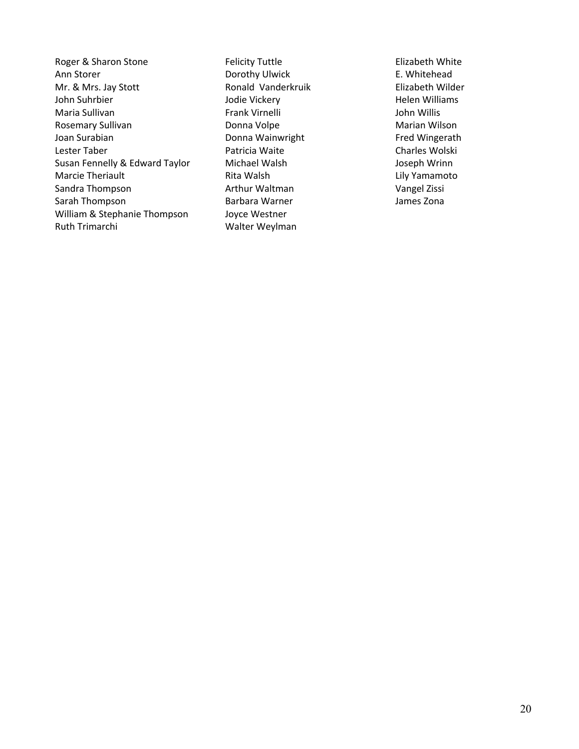Roger & Sharon Stone
Ann Storer
Mr. & Mrs. Jay Stott
John Suhrbier
Maria Sullivan
Rosemary Sullivan
Joan Surabian
Lester Taber
Susan Fennelly & Edward Taylor
Marcie Theriault
Sandra Thompson
Sarah Thompson
William & Stephanie Thompson
Ruth Trimarchi
Felicity Tuttle
Dorothy Ulwick
Ronald Vanderkruik
Jodie Vickery
Frank Virnelli
Donna Volpe
Donna Wainwright
Patricia Waite
Michael Walsh
Rita Walsh
Arthur Waltman
Barbara Warner
Joyce Westner
Walter Weylman
Elizabeth White
E. Whitehead
Elizabeth Wilder
Helen Williams
John Willis
Marian Wilson
Fred Wingerath
Charles Wolski
Joseph Wrinn
Lily Yamamoto
Vangel Zissi
James Zona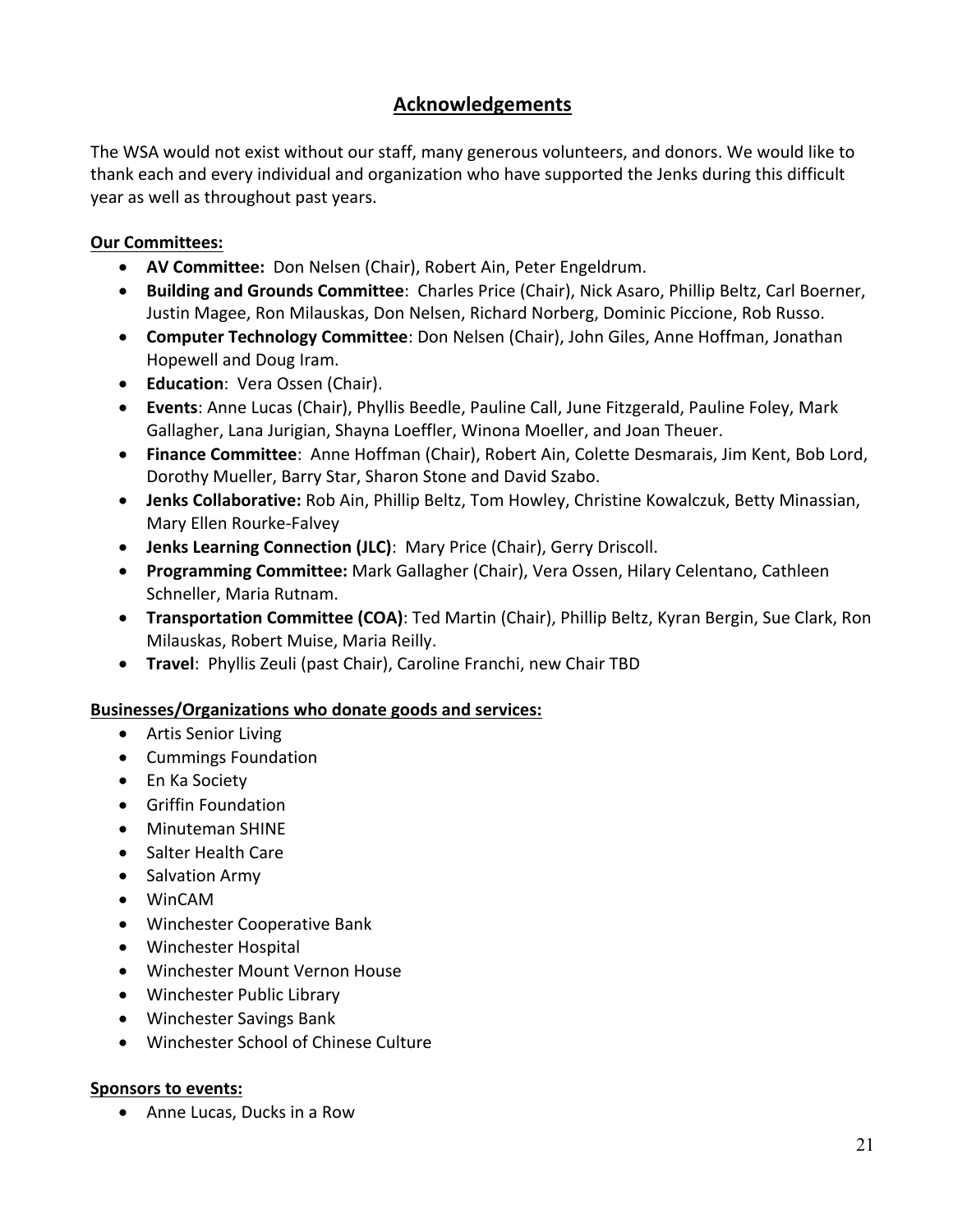## Acknowledgements

The WSA would not exist without our staff, many generous volunteers, and donors. We would like to thank each and every individual and organization who have supported the Jenks during this difficult year as well as throughout past years.

**Our Committees:**

- **AV Committee:** Don Nelsen (Chair), Robert Ain, Peter Engeldrum.
- **Building and Grounds Committee**: Charles Price (Chair), Nick Asaro, Phillip Beltz, Carl Boerner, Justin Magee, Ron Milauskas, Don Nelsen, Richard Norberg, Dominic Piccione, Rob Russo.
- **Computer Technology Committee**: Don Nelsen (Chair), John Giles, Anne Hoffman, Jonathan Hopewell and Doug Iram.
- **Education**: Vera Ossen (Chair).
- **Events**: Anne Lucas (Chair), Phyllis Beedle, Pauline Call, June Fitzgerald, Pauline Foley, Mark Gallagher, Lana Jurigian, Shayna Loeffler, Winona Moeller, and Joan Theuer.
- **Finance Committee**: Anne Hoffman (Chair), Robert Ain, Colette Desmarais, Jim Kent, Bob Lord, Dorothy Mueller, Barry Star, Sharon Stone and David Szabo.
- **Jenks Collaborative:** Rob Ain, Phillip Beltz, Tom Howley, Christine Kowalczuk, Betty Minassian, Mary Ellen Rourke-Falvey
- **Jenks Learning Connection (JLC)**: Mary Price (Chair), Gerry Driscoll.
- **Programming Committee:** Mark Gallagher (Chair), Vera Ossen, Hilary Celentano, Cathleen Schneller, Maria Rutnam.
- **Transportation Committee (COA)**: Ted Martin (Chair), Phillip Beltz, Kyran Bergin, Sue Clark, Ron Milauskas, Robert Muise, Maria Reilly.
- **Travel**: Phyllis Zeuli (past Chair), Caroline Franchi, new Chair TBD

**Businesses/Organizations who donate goods and services:**

- Artis Senior Living
- Cummings Foundation
- En Ka Society
- Griffin Foundation
- Minuteman SHINE
- Salter Health Care
- Salvation Army
- WinCAM
- Winchester Cooperative Bank
- Winchester Hospital
- Winchester Mount Vernon House
- Winchester Public Library
- Winchester Savings Bank
- Winchester School of Chinese Culture

**Sponsors to events:**

- Anne Lucas, Ducks in a Row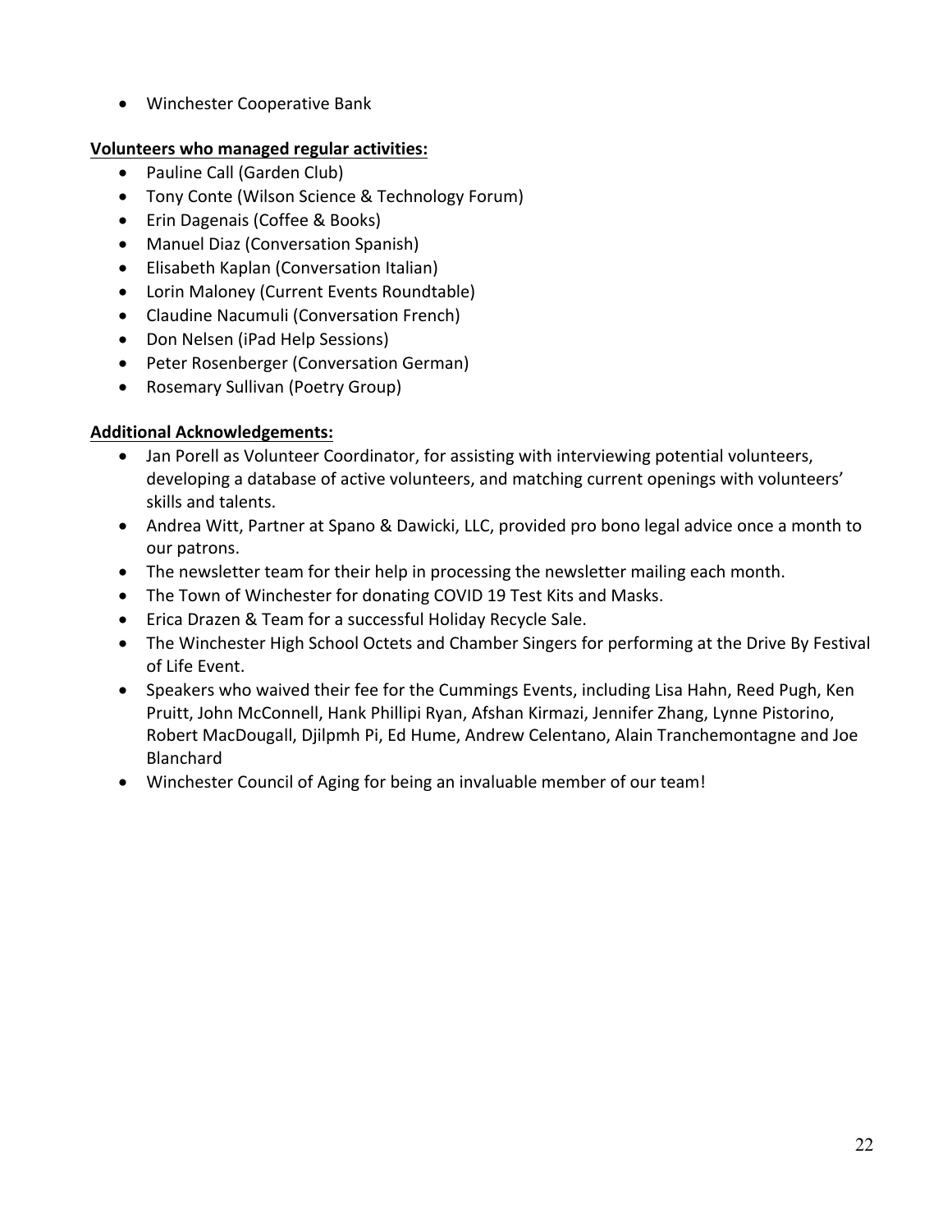- Winchester Cooperative Bank

**Volunteers who managed regular activities:**

- Pauline Call (Garden Club)
- Tony Conte (Wilson Science & Technology Forum)
- Erin Dagenais (Coffee & Books)
- Manuel Diaz (Conversation Spanish)
- Elisabeth Kaplan (Conversation Italian)
- Lorin Maloney (Current Events Roundtable)
- Claudine Nacumuli (Conversation French)
- Don Nelsen (iPad Help Sessions)
- Peter Rosenberger (Conversation German)
- Rosemary Sullivan (Poetry Group)

**Additional Acknowledgements:**

- Jan Porell as Volunteer Coordinator, for assisting with interviewing potential volunteers, developing a database of active volunteers, and matching current openings with volunteers' skills and talents.
- Andrea Witt, Partner at Spano & Dawicki, LLC, provided pro bono legal advice once a month to our patrons.
- The newsletter team for their help in processing the newsletter mailing each month.
- The Town of Winchester for donating COVID 19 Test Kits and Masks.
- Erica Drazen & Team for a successful Holiday Recycle Sale.
- The Winchester High School Octets and Chamber Singers for performing at the Drive By Festival of Life Event.
- Speakers who waived their fee for the Cummings Events, including Lisa Hahn, Reed Pugh, Ken Pruitt, John McConnell, Hank Phillipi Ryan, Afshan Kirmazi, Jennifer Zhang, Lynne Pistorino, Robert MacDougall, Djilpmh Pi, Ed Hume, Andrew Celentano, Alain Tranchemontagne and Joe Blanchard
- Winchester Council of Aging for being an invaluable member of our team!